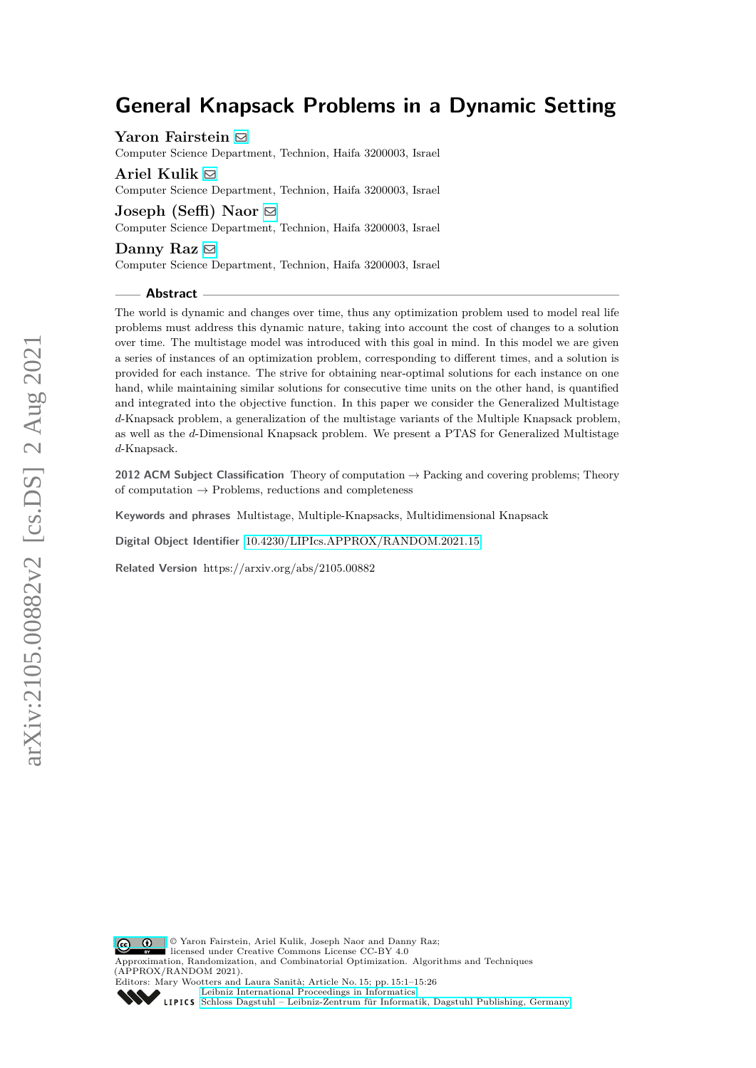# General Knapsack Problems in a Dynamic Setting

**Yaron Fairstein**
Computer Science Department, Technion, Haifa 3200003, Israel

**Ariel Kulik**
Computer Science Department, Technion, Haifa 3200003, Israel

**Joseph (Seffi) Naor**
Computer Science Department, Technion, Haifa 3200003, Israel

**Danny Raz**
Computer Science Department, Technion, Haifa 3200003, Israel

## Abstract

The world is dynamic and changes over time, thus any optimization problem used to model real life problems must address this dynamic nature, taking into account the cost of changes to a solution over time. The multistage model was introduced with this goal in mind. In this model we are given a series of instances of an optimization problem, corresponding to different times, and a solution is provided for each instance. The strive for obtaining near-optimal solutions for each instance on one hand, while maintaining similar solutions for consecutive time units on the other hand, is quantified and integrated into the objective function. In this paper we consider the Generalized Multistage $d$-Knapsack problem, a generalization of the multistage variants of the Multiple Knapsack problem, as well as the $d$-Dimensional Knapsack problem. We present a PTAS for Generalized Multistage $d$-Knapsack.

**2012 ACM Subject Classification** Theory of computation → Packing and covering problems; Theory of computation → Problems, reductions and completeness

**Keywords and phrases** Multistage, Multiple-Knapsacks, Multidimensional Knapsack

**Digital Object Identifier** 10.4230/LIPIcs.APPROX/RANDOM.2021.15

**Related Version** https://arxiv.org/abs/2105.00882

© Yaron Fairstein, Ariel Kulik, Joseph Naor and Danny Raz; licensed under Creative Commons License CC-BY 4.0
Approximation, Randomization, and Combinatorial Optimization. Algorithms and Techniques (APPROX/RANDOM 2021).
Editors: Mary Wootters and Laura Sanità; Article No. 15; pp. 15:1–15:26
Leibniz International Proceedings in Informatics
Schloss Dagstuhl – Leibniz-Zentrum für Informatik, Dagstuhl Publishing, Germany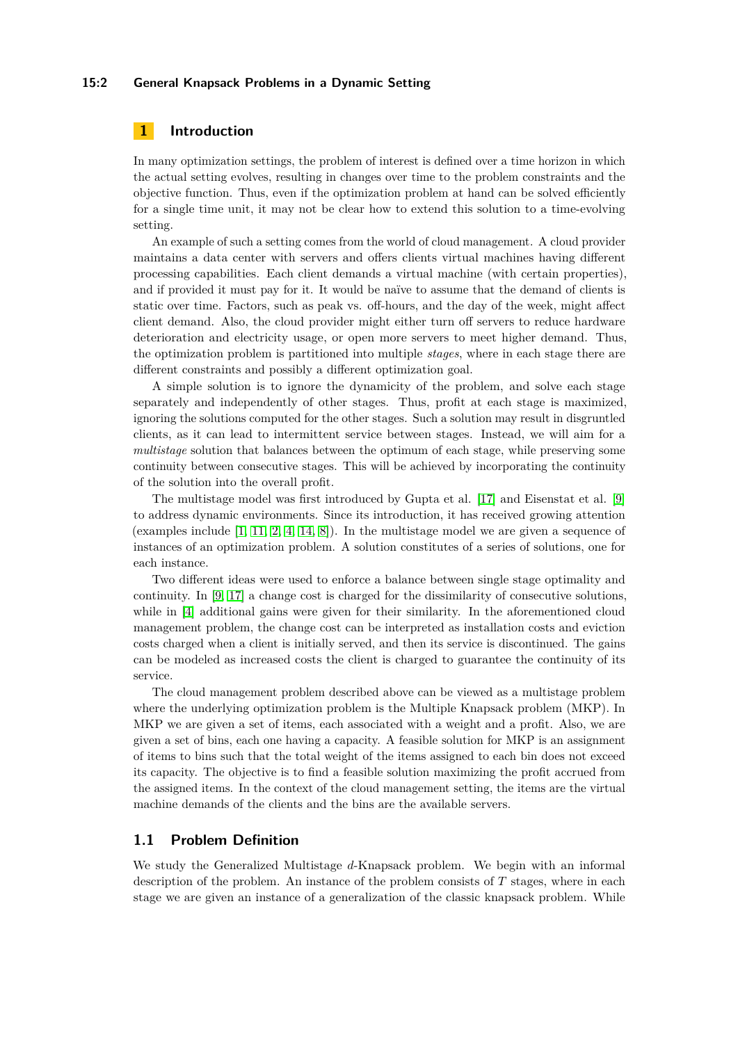## 1 Introduction

In many optimization settings, the problem of interest is defined over a time horizon in which the actual setting evolves, resulting in changes over time to the problem constraints and the objective function. Thus, even if the optimization problem at hand can be solved efficiently for a single time unit, it may not be clear how to extend this solution to a time-evolving setting.

An example of such a setting comes from the world of cloud management. A cloud provider maintains a data center with servers and offers clients virtual machines having different processing capabilities. Each client demands a virtual machine (with certain properties), and if provided it must pay for it. It would be naïve to assume that the demand of clients is static over time. Factors, such as peak vs. off-hours, and the day of the week, might affect client demand. Also, the cloud provider might either turn off servers to reduce hardware deterioration and electricity usage, or open more servers to meet higher demand. Thus, the optimization problem is partitioned into multiple *stages*, where in each stage there are different constraints and possibly a different optimization goal.

A simple solution is to ignore the dynamicity of the problem, and solve each stage separately and independently of other stages. Thus, profit at each stage is maximized, ignoring the solutions computed for the other stages. Such a solution may result in disgruntled clients, as it can lead to intermittent service between stages. Instead, we will aim for a *multistage* solution that balances between the optimum of each stage, while preserving some continuity between consecutive stages. This will be achieved by incorporating the continuity of the solution into the overall profit.

The multistage model was first introduced by Gupta et al. [17] and Eisenstat et al. [9] to address dynamic environments. Since its introduction, it has received growing attention (examples include [1, 11, 2, 4, 14, 8]). In the multistage model we are given a sequence of instances of an optimization problem. A solution constitutes of a series of solutions, one for each instance.

Two different ideas were used to enforce a balance between single stage optimality and continuity. In [9, 17] a change cost is charged for the dissimilarity of consecutive solutions, while in [4] additional gains were given for their similarity. In the aforementioned cloud management problem, the change cost can be interpreted as installation costs and eviction costs charged when a client is initially served, and then its service is discontinued. The gains can be modeled as increased costs the client is charged to guarantee the continuity of its service.

The cloud management problem described above can be viewed as a multistage problem where the underlying optimization problem is the Multiple Knapsack problem (MKP). In MKP we are given a set of items, each associated with a weight and a profit. Also, we are given a set of bins, each one having a capacity. A feasible solution for MKP is an assignment of items to bins such that the total weight of the items assigned to each bin does not exceed its capacity. The objective is to find a feasible solution maximizing the profit accrued from the assigned items. In the context of the cloud management setting, the items are the virtual machine demands of the clients and the bins are the available servers.

### 1.1 Problem Definition

We study the Generalized Multistage $d$-Knapsack problem. We begin with an informal description of the problem. An instance of the problem consists of $T$ stages, where in each stage we are given an instance of a generalization of the classic knapsack problem. While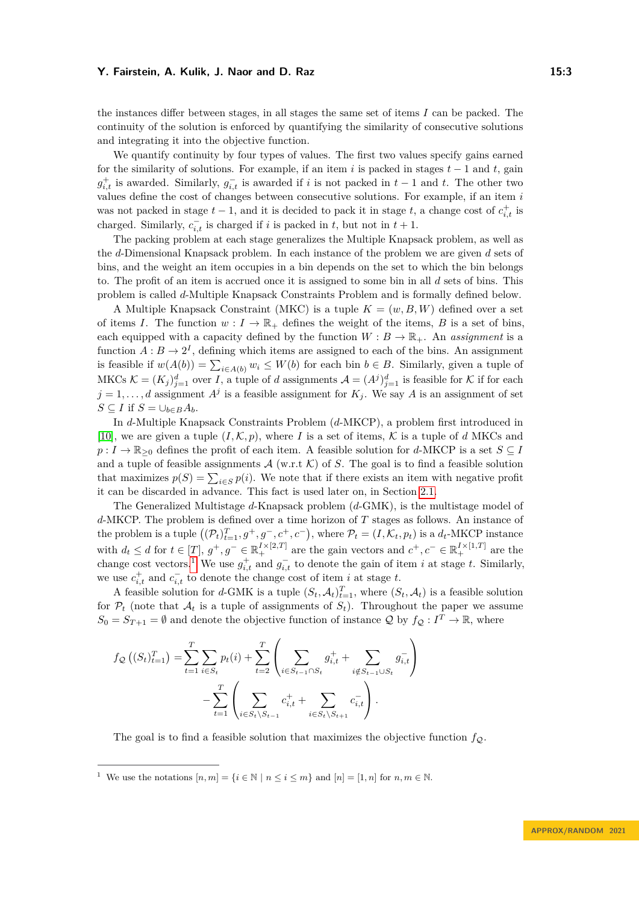the instances differ between stages, in all stages the same set of items $I$ can be packed. The continuity of the solution is enforced by quantifying the similarity of consecutive solutions and integrating it into the objective function.

We quantify continuity by four types of values. The first two values specify gains earned for the similarity of solutions. For example, if an item $i$ is packed in stages $t-1$ and $t$, gain $g^+_{i,t}$ is awarded. Similarly, $g^-_{i,t}$ is awarded if $i$ is not packed in $t-1$ and $t$. The other two values define the cost of changes between consecutive solutions. For example, if an item $i$ was not packed in stage $t-1$, and it is decided to pack it in stage $t$, a change cost of $c^+_{i,t}$ is charged. Similarly, $c^-_{i,t}$ is charged if $i$ is packed in $t$, but not in $t+1$.

The packing problem at each stage generalizes the Multiple Knapsack problem, as well as the $d$-Dimensional Knapsack problem. In each instance of the problem we are given $d$ sets of bins, and the weight an item occupies in a bin depends on the set to which the bin belongs to. The profit of an item is accrued once it is assigned to some bin in all $d$ sets of bins. This problem is called $d$-Multiple Knapsack Constraints Problem and is formally defined below.

A Multiple Knapsack Constraint (MKC) is a tuple $K = (w, B, W)$ defined over a set of items $I$. The function $w : I \to \mathbb{R}_+$ defines the weight of the items, $B$ is a set of bins, each equipped with a capacity defined by the function $W : B \to \mathbb{R}_+$. An *assignment* is a function $A : B \to 2^I$, defining which items are assigned to each of the bins. An assignment is feasible if $w(A(b)) = \sum_{i \in A(b)} w_i \le W(b)$ for each bin $b \in B$. Similarly, given a tuple of MKCs $\mathcal{K} = (K_j)_{j=1}^d$ over $I$, a tuple of $d$ assignments $\mathcal{A} = (A^j)_{j=1}^d$ is feasible for $\mathcal{K}$ if for each $j = 1, \dots, d$ assignment $A^j$ is a feasible assignment for $K_j$. We say $A$ is an assignment of set $S \subseteq I$ if $S = \cup_{b \in B} A_b$.

In $d$-Multiple Knapsack Constraints Problem ($d$-MKCP), a problem first introduced in [10], we are given a tuple $(I, \mathcal{K}, p)$, where $I$ is a set of items, $\mathcal{K}$ is a tuple of $d$ MKCs and $p : I \to \mathbb{R}_{\ge 0}$ defines the profit of each item. A feasible solution for $d$-MKCP is a set $S \subseteq I$ and a tuple of feasible assignments $\mathcal{A}$ (w.r.t $\mathcal{K}$) of $S$. The goal is to find a feasible solution that maximizes $p(S) = \sum_{i \in S} p(i)$. We note that if there exists an item with negative profit it can be discarded in advance. This fact is used later on, in Section 2.1.

The Generalized Multistage $d$-Knapsack problem ($d$-GMK), is the multistage model of $d$-MKCP. The problem is defined over a time horizon of $T$ stages as follows. An instance of the problem is a tuple $\left((\mathcal{P}_t)_{t=1}^T, g^+, g^-, c^+, c^-\right)$, where $\mathcal{P}_t = (I, \mathcal{K}_t, p_t)$ is a $d_t$-MKCP instance with $d_t \le d$ for $t \in [T]$, $g^+, g^- \in \mathbb{R}_+^{I \times [2,T]}$ are the gain vectors and $c^+, c^- \in \mathbb{R}_+^{I \times [1,T]}$ are the change cost vectors.[1] We use $g^+_{i,t}$ and $g^-_{i,t}$ to denote the gain of item $i$ at stage $t$. Similarly, we use $c^+_{i,t}$ and $c^-_{i,t}$ to denote the change cost of item $i$ at stage $t$.

A feasible solution for $d$-GMK is a tuple $(S_t, \mathcal{A}_t)_{t=1}^T$, where $(S_t, \mathcal{A}_t)$ is a feasible solution for $\mathcal{P}_t$ (note that $\mathcal{A}_t$ is a tuple of assignments of $S_t$). Throughout the paper we assume $S_0 = S_{T+1} = \emptyset$ and denote the objective function of instance $\mathcal{Q}$ by $f_\mathcal{Q} : I^T \to \mathbb{R}$, where

$$
\begin{aligned}
f_\mathcal{Q}\left((S_t)_{t=1}^T\right) = & \sum_{t=1}^T \sum_{i \in S_t} p_t(i) + \sum_{t=2}^T \left( \sum_{i \in S_{t-1} \cap S_t} g^+_{i,t} + \sum_{i \notin S_{t-1} \cup S_t} g^-_{i,t} \right) \\
& - \sum_{t=1}^T \left( \sum_{i \in S_t \setminus S_{t-1}} c^+_{i,t} + \sum_{i \in S_t \setminus S_{t+1}} c^-_{i,t} \right).
\end{aligned}
$$

The goal is to find a feasible solution that maximizes the objective function $f_\mathcal{Q}$.

---

[1] We use the notations $[n, m] = \{i \in \mathbb{N} \mid n \le i \le m\}$ and $[n] = [1, n]$ for $n, m \in \mathbb{N}$.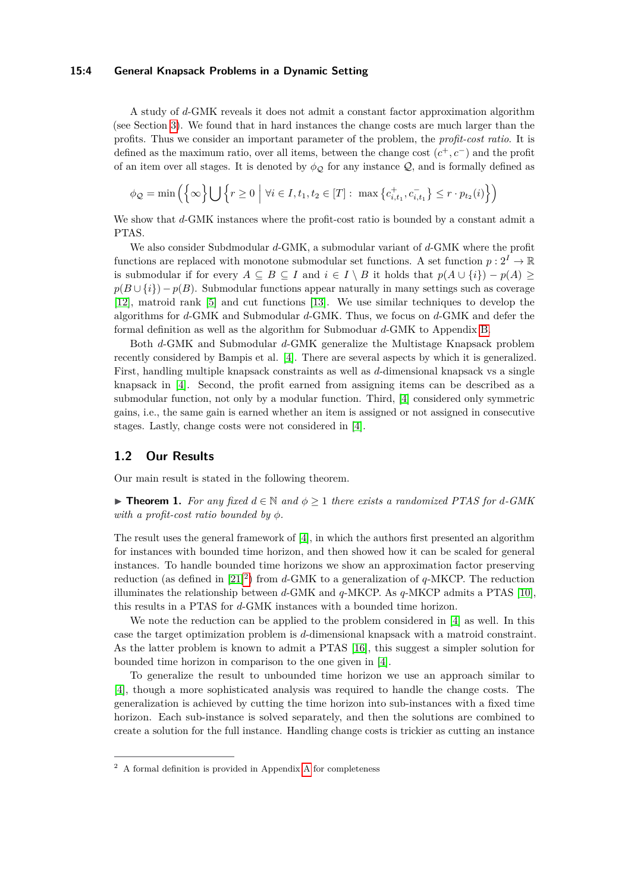A study of $d$-GMK reveals it does not admit a constant factor approximation algorithm (see Section 3). We found that in hard instances the change costs are much larger than the profits. Thus we consider an important parameter of the problem, the *profit-cost ratio*. It is defined as the maximum ratio, over all items, between the change cost $(c^+, c^-)$ and the profit of an item over all stages. It is denoted by $\phi_{\mathcal{Q}}$ for any instance $\mathcal{Q}$, and is formally defined as

$$\phi_{\mathcal{Q}} = \min\left(\left\{\infty\right\} \bigcup \left\{ r \geq 0 \;\middle|\; \forall i \in I, t_1, t_2 \in [T]: \; \max\left\{c^+_{i,t_1}, c^-_{i,t_1}\right\} \leq r \cdot p_{t_2}(i) \right\}\right)$$

We show that $d$-GMK instances where the profit-cost ratio is bounded by a constant admit a PTAS.

We also consider Subdmodular $d$-GMK, a submodular variant of $d$-GMK where the profit functions are replaced with monotone submodular set functions. A set function $p : 2^I \to \mathbb{R}$ is submodular if for every $A \subseteq B \subseteq I$ and $i \in I \setminus B$ it holds that $p(A \cup \{i\}) - p(A) \geq p(B \cup \{i\}) - p(B)$. Submodular functions appear naturally in many settings such as coverage [12], matroid rank [5] and cut functions [13]. We use similar techniques to develop the algorithms for $d$-GMK and Submodular $d$-GMK. Thus, we focus on $d$-GMK and defer the formal definition as well as the algorithm for Submoduar $d$-GMK to Appendix B.

Both $d$-GMK and Submodular $d$-GMK generalize the Multistage Knapsack problem recently considered by Bampis et al. [4]. There are several aspects by which it is generalized. First, handling multiple knapsack constraints as well as $d$-dimensional knapsack vs a single knapsack in [4]. Second, the profit earned from assigning items can be described as a submodular function, not only by a modular function. Third, [4] considered only symmetric gains, i.e., the same gain is earned whether an item is assigned or not assigned in consecutive stages. Lastly, change costs were not considered in [4].

## 1.2 Our Results

Our main result is stated in the following theorem.

▶ **Theorem 1.** *For any fixed $d \in \mathbb{N}$ and $\phi \geq 1$ there exists a randomized PTAS for $d$-GMK with a profit-cost ratio bounded by $\phi$.*

The result uses the general framework of [4], in which the authors first presented an algorithm for instances with bounded time horizon, and then showed how it can be scaled for general instances. To handle bounded time horizons we show an approximation factor preserving reduction (as defined in [21][2]) from $d$-GMK to a generalization of $q$-MKCP. The reduction illuminates the relationship between $d$-GMK and $q$-MKCP. As $q$-MKCP admits a PTAS [10], this results in a PTAS for $d$-GMK instances with a bounded time horizon.

We note the reduction can be applied to the problem considered in [4] as well. In this case the target optimization problem is $d$-dimensional knapsack with a matroid constraint. As the latter problem is known to admit a PTAS [16], this suggest a simpler solution for bounded time horizon in comparison to the one given in [4].

To generalize the result to unbounded time horizon we use an approach similar to [4], though a more sophisticated analysis was required to handle the change costs. The generalization is achieved by cutting the time horizon into sub-instances with a fixed time horizon. Each sub-instance is solved separately, and then the solutions are combined to create a solution for the full instance. Handling change costs is trickier as cutting an instance

---

[2] A formal definition is provided in Appendix A for completeness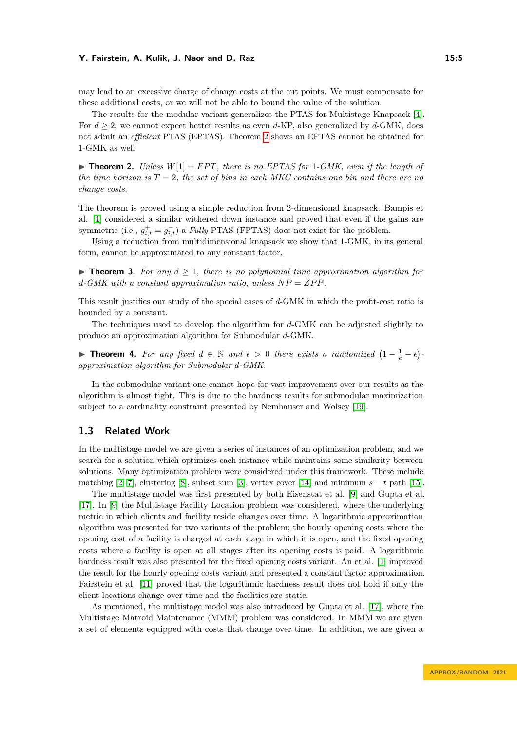may lead to an excessive charge of change costs at the cut points. We must compensate for these additional costs, or we will not be able to bound the value of the solution.

The results for the modular variant generalizes the PTAS for Multistage Knapsack [4]. For $d \geq 2$, we cannot expect better results as even $d$-KP, also generalized by $d$-GMK, does not admit an *efficient* PTAS (EPTAS). Theorem 2 shows an EPTAS cannot be obtained for 1-GMK as well

▶ **Theorem 2.** *Unless $W[1] = FPT$, there is no EPTAS for 1-GMK, even if the length of the time horizon is $T = 2$, the set of bins in each MKC contains one bin and there are no change costs.*

The theorem is proved using a simple reduction from 2-dimensional knapsack. Bampis et al. [4] considered a similar withered down instance and proved that even if the gains are symmetric (i.e., $g^+_{i,t} = g^-_{i,t}$) a *Fully* PTAS (FPTAS) does not exist for the problem.

Using a reduction from multidimensional knapsack we show that 1-GMK, in its general form, cannot be approximated to any constant factor.

▶ **Theorem 3.** *For any $d \geq 1$, there is no polynomial time approximation algorithm for $d$-GMK with a constant approximation ratio, unless $NP = ZPP$.*

This result justifies our study of the special cases of $d$-GMK in which the profit-cost ratio is bounded by a constant.

The techniques used to develop the algorithm for $d$-GMK can be adjusted slightly to produce an approximation algorithm for Submodular $d$-GMK.

▶ **Theorem 4.** *For any fixed $d \in \mathbb{N}$ and $\epsilon > 0$ there exists a randomized $\left(1 - \frac{1}{e} - \epsilon\right)$-approximation algorithm for Submodular $d$-GMK.*

In the submodular variant one cannot hope for vast improvement over our results as the algorithm is almost tight. This is due to the hardness results for submodular maximization subject to a cardinality constraint presented by Nemhauser and Wolsey [19].

## 1.3 Related Work

In the multistage model we are given a series of instances of an optimization problem, and we search for a solution which optimizes each instance while maintains some similarity between solutions. Many optimization problem were considered under this framework. These include matching [2, 7], clustering [8], subset sum [3], vertex cover [14] and minimum $s - t$ path [15].

The multistage model was first presented by both Eisenstat et al. [9] and Gupta et al. [17]. In [9] the Multistage Facility Location problem was considered, where the underlying metric in which clients and facility reside changes over time. A logarithmic approximation algorithm was presented for two variants of the problem; the hourly opening costs where the opening cost of a facility is charged at each stage in which it is open, and the fixed opening costs where a facility is open at all stages after its opening costs is paid. A logarithmic hardness result was also presented for the fixed opening costs variant. An et al. [1] improved the result for the hourly opening costs variant and presented a constant factor approximation. Fairstein et al. [11] proved that the logarithmic hardness result does not hold if only the client locations change over time and the facilities are static.

As mentioned, the multistage model was also introduced by Gupta et al. [17], where the Multistage Matroid Maintenance (MMM) problem was considered. In MMM we are given a set of elements equipped with costs that change over time. In addition, we are given a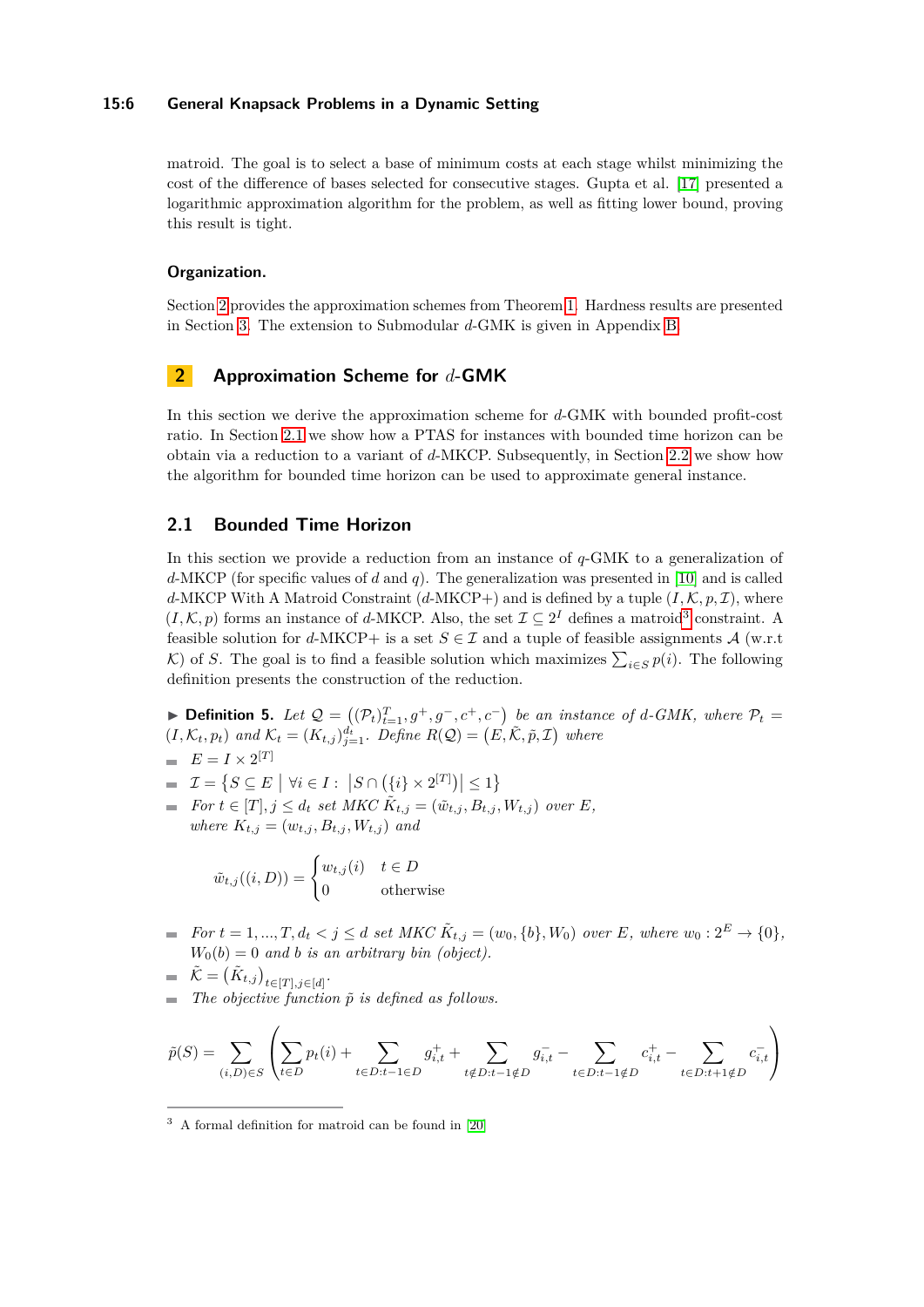matroid. The goal is to select a base of minimum costs at each stage whilst minimizing the cost of the difference of bases selected for consecutive stages. Gupta et al. [17] presented a logarithmic approximation algorithm for the problem, as well as fitting lower bound, proving this result is tight.

#### Organization.

Section 2 provides the approximation schemes from Theorem 1. Hardness results are presented in Section 3. The extension to Submodular $d$-GMK is given in Appendix B.

## 2 Approximation Scheme for $d$-GMK

In this section we derive the approximation scheme for $d$-GMK with bounded profit-cost ratio. In Section 2.1 we show how a PTAS for instances with bounded time horizon can be obtain via a reduction to a variant of $d$-MKCP. Subsequently, in Section 2.2 we show how the algorithm for bounded time horizon can be used to approximate general instance.

### 2.1 Bounded Time Horizon

In this section we provide a reduction from an instance of $q$-GMK to a generalization of $d$-MKCP (for specific values of $d$ and $q$). The generalization was presented in [10] and is called $d$-MKCP With A Matroid Constraint ($d$-MKCP+) and is defined by a tuple $(I, \mathcal{K}, p, \mathcal{I})$, where $(I, \mathcal{K}, p)$ forms an instance of $d$-MKCP. Also, the set $\mathcal{I} \subseteq 2^I$ defines a matroid[3] constraint. A feasible solution for $d$-MKCP+ is a set $S \in \mathcal{I}$ and a tuple of feasible assignments $\mathcal{A}$ (w.r.t $\mathcal{K}$) of $S$. The goal is to find a feasible solution which maximizes $\sum_{i \in S} p(i)$. The following definition presents the construction of the reduction.

▶ **Definition 5.** *Let $\mathcal{Q} = \left((\mathcal{P}_t)_{t=1}^T, g^+, g^-, c^+, c^-\right)$ be an instance of $d$-GMK, where $\mathcal{P}_t = (I, \mathcal{K}_t, p_t)$ and $\mathcal{K}_t = (K_{t,j})_{j=1}^{d_t}$. Define $R(\mathcal{Q}) = \left(E, \tilde{\mathcal{K}}, \tilde{p}, \mathcal{I}\right)$ where*

- $E = I \times 2^{[T]}$
- $\mathcal{I} = \left\{ S \subseteq E \;\middle|\; \forall i \in I: \; \left| S \cap \left(\{i\} \times 2^{[T]}\right) \right| \leq 1 \right\}$
- *For $t \in [T], j \leq d_t$ set MKC $\tilde{K}_{t,j} = (\tilde{w}_{t,j}, B_{t,j}, W_{t,j})$ over $E$, where $K_{t,j} = (w_{t,j}, B_{t,j}, W_{t,j})$ and*

$$\tilde{w}_{t,j}((i, D)) = \begin{cases} w_{t,j}(i) & t \in D \\ 0 & \text{otherwise} \end{cases}$$

- *For $t = 1, ..., T, d_t < j \leq d$ set MKC $\tilde{K}_{t,j} = (w_0, \{b\}, W_0)$ over $E$, where $w_0 : 2^E \to \{0\}$, $W_0(b) = 0$ and $b$ is an arbitrary bin (object).*
- $\tilde{\mathcal{K}} = \left(\tilde{K}_{t,j}\right)_{t \in [T], j \in [d]}$.
- *The objective function $\tilde{p}$ is defined as follows.*

$$\tilde{p}(S) = \sum_{(i,D) \in S} \left( \sum_{t \in D} p_t(i) + \sum_{t \in D: t-1 \in D} g_{i,t}^+ + \sum_{t \notin D: t-1 \notin D} g_{i,t}^- - \sum_{t \in D: t-1 \notin D} c_{i,t}^+ - \sum_{t \in D: t+1 \notin D} c_{i,t}^- \right)$$

---

[3] A formal definition for matroid can be found in [20].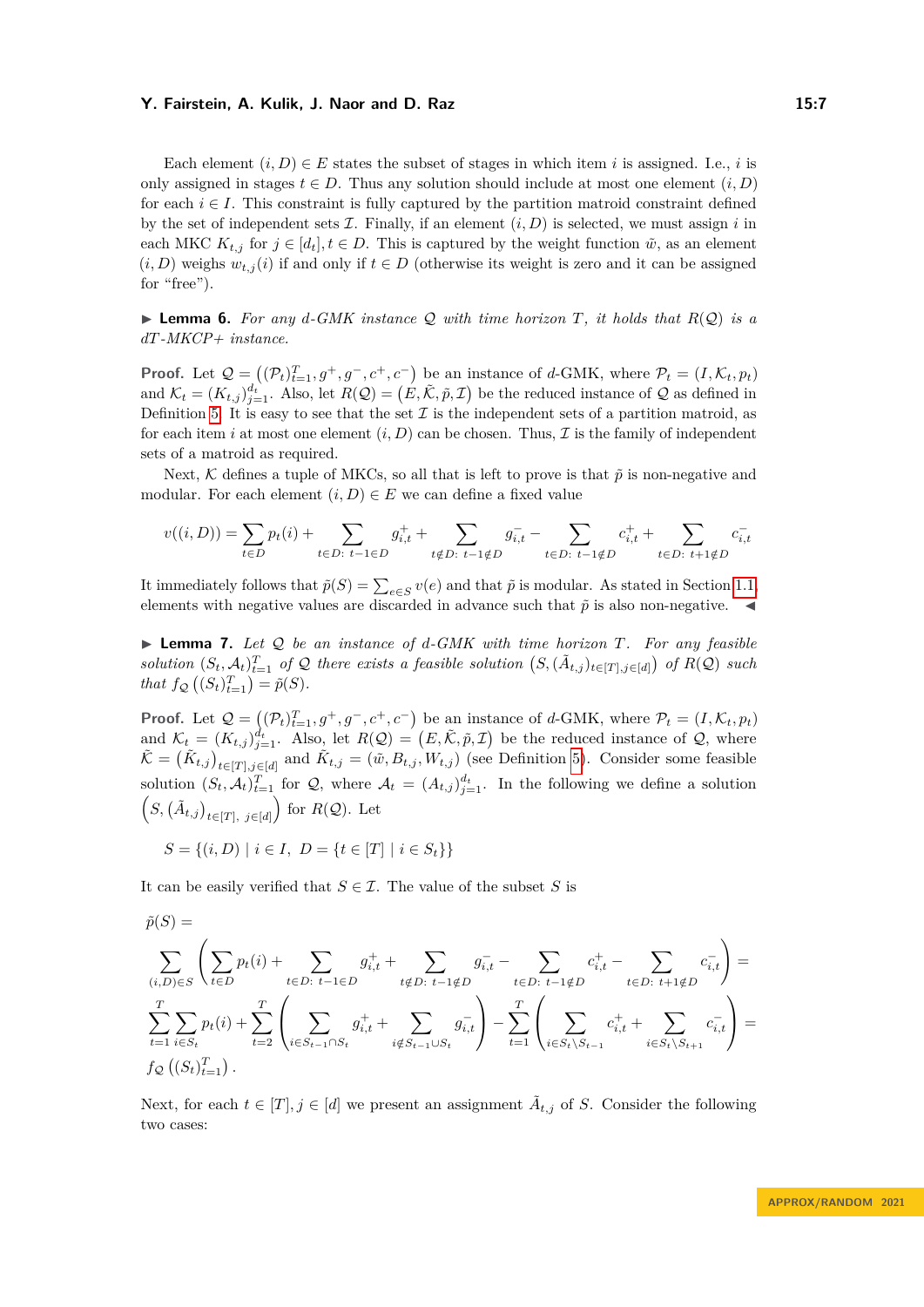Each element $(i, D) \in E$ states the subset of stages in which item $i$ is assigned. I.e., $i$ is only assigned in stages $t \in D$. Thus any solution should include at most one element $(i, D)$ for each $i \in I$. This constraint is fully captured by the partition matroid constraint defined by the set of independent sets $\mathcal{I}$. Finally, if an element $(i, D)$ is selected, we must assign $i$ in each MKC $K_{t,j}$ for $j \in [d_t], t \in D$. This is captured by the weight function $\tilde{w}$, as an element $(i, D)$ weighs $w_{t,j}(i)$ if and only if $t \in D$ (otherwise its weight is zero and it can be assigned for "free").

▶ **Lemma 6.** *For any $d$-GMK instance $\mathcal{Q}$ with time horizon $T$, it holds that $R(\mathcal{Q})$ is a $dT$-MKCP+ instance.*

**Proof.** Let $\mathcal{Q} = \left((\mathcal{P}_t)_{t=1}^T, g^+, g^-, c^+, c^-\right)$ be an instance of $d$-GMK, where $\mathcal{P}_t = (I, \mathcal{K}_t, p_t)$ and $\mathcal{K}_t = (K_{t,j})_{j=1}^{d_t}$. Also, let $R(\mathcal{Q}) = \left(E, \tilde{\mathcal{K}}, \tilde{p}, \mathcal{I}\right)$ be the reduced instance of $\mathcal{Q}$ as defined in Definition 5. It is easy to see that the set $\mathcal{I}$ is the independent sets of a partition matroid, as for each item $i$ at most one element $(i, D)$ can be chosen. Thus, $\mathcal{I}$ is the family of independent sets of a matroid as required.

Next, $\mathcal{K}$ defines a tuple of MKCs, so all that is left to prove is that $\tilde{p}$ is non-negative and modular. For each element $(i, D) \in E$ we can define a fixed value

$$v((i,D)) = \sum_{t \in D} p_t(i) + \sum_{t \in D:\ t-1 \in D} g^+_{i,t} + \sum_{t \notin D:\ t-1 \notin D} g^-_{i,t} - \sum_{t \in D:\ t-1 \notin D} c^+_{i,t} + \sum_{t \in D:\ t+1 \notin D} c^-_{i,t}$$

It immediately follows that $\tilde{p}(S) = \sum_{e \in S} v(e)$ and that $\tilde{p}$ is modular. As stated in Section 1.1, elements with negative values are discarded in advance such that $\tilde{p}$ is also non-negative. ◀

▶ **Lemma 7.** *Let $\mathcal{Q}$ be an instance of $d$-GMK with time horizon $T$. For any feasible solution $(S_t, \mathcal{A}_t)_{t=1}^T$ of $\mathcal{Q}$ there exists a feasible solution $\left(S, (\tilde{A}_{t,j})_{t \in [T], j \in [d]}\right)$ of $R(\mathcal{Q})$ such that $f_{\mathcal{Q}}\left((S_t)_{t=1}^T\right) = \tilde{p}(S)$.*

**Proof.** Let $\mathcal{Q} = \left((\mathcal{P}_t)_{t=1}^T, g^+, g^-, c^+, c^-\right)$ be an instance of $d$-GMK, where $\mathcal{P}_t = (I, \mathcal{K}_t, p_t)$ and $\mathcal{K}_t = (K_{t,j})_{j=1}^{d_t}$. Also, let $R(\mathcal{Q}) = \left(E, \tilde{\mathcal{K}}, \tilde{p}, \mathcal{I}\right)$ be the reduced instance of $\mathcal{Q}$, where $\tilde{\mathcal{K}} = \left(\tilde{K}_{t,j}\right)_{t \in [T], j \in [d]}$ and $\tilde{K}_{t,j} = (\tilde{w}, B_{t,j}, W_{t,j})$ (see Definition 5). Consider some feasible solution $(S_t, \mathcal{A}_t)_{t=1}^T$ for $\mathcal{Q}$, where $\mathcal{A}_t = (A_{t,j})_{j=1}^{d_t}$. In the following we define a solution $\left(S, (\tilde{A}_{t,j})_{t \in [T],\ j \in [d]}\right)$ for $R(\mathcal{Q})$. Let

$$S = \{(i, D) \mid i \in I,\ D = \{t \in [T] \mid i \in S_t\}\}$$

It can be easily verified that $S \in \mathcal{I}$. The value of the subset $S$ is

$$\begin{aligned}
&\tilde{p}(S) = \\
&\sum_{(i,D) \in S} \left( \sum_{t \in D} p_t(i) + \sum_{t \in D:\ t-1 \in D} g^+_{i,t} + \sum_{t \notin D:\ t-1 \notin D} g^-_{i,t} - \sum_{t \in D:\ t-1 \notin D} c^+_{i,t} - \sum_{t \in D:\ t+1 \notin D} c^-_{i,t} \right) = \\
&\sum_{t=1}^T \sum_{i \in S_t} p_t(i) + \sum_{t=2}^T \left( \sum_{i \in S_{t-1} \cap S_t} g^+_{i,t} + \sum_{i \notin S_{t-1} \cup S_t} g^-_{i,t} \right) - \sum_{t=1}^T \left( \sum_{i \in S_t \setminus S_{t-1}} c^+_{i,t} + \sum_{i \in S_t \setminus S_{t+1}} c^-_{i,t} \right) = \\
&f_{\mathcal{Q}}\left((S_t)_{t=1}^T\right).
\end{aligned}$$

Next, for each $t \in [T], j \in [d]$ we present an assignment $\tilde{A}_{t,j}$ of $S$. Consider the following two cases: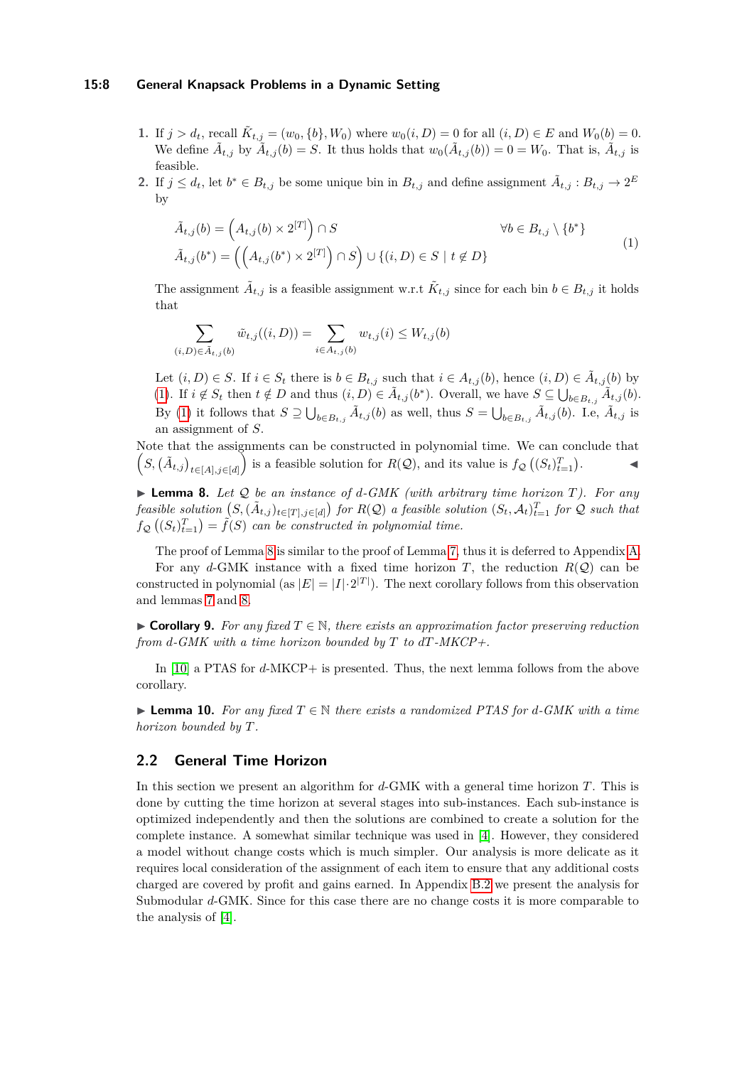1. If $j > d_t$, recall $\tilde{K}_{t,j} = (w_0, \{b\}, W_0)$ where $w_0(i, D) = 0$ for all $(i, D) \in E$ and $W_0(b) = 0$. We define $\tilde{A}_{t,j}$ by $\tilde{A}_{t,j}(b) = S$. It thus holds that $w_0(\tilde{A}_{t,j}(b)) = 0 = W_0$. That is, $\tilde{A}_{t,j}$ is feasible.
2. If $j \leq d_t$, let $b^* \in B_{t,j}$ be some unique bin in $B_{t,j}$ and define assignment $\tilde{A}_{t,j} : B_{t,j} \to 2^E$ by

$$
\begin{aligned}
\tilde{A}_{t,j}(b) &= \left(A_{t,j}(b) \times 2^{[T]}\right) \cap S & \forall b \in B_{t,j} \setminus \{b^*\} \\
\tilde{A}_{t,j}(b^*) &= \left(\left(A_{t,j}(b^*) \times 2^{[T]}\right) \cap S\right) \cup \{(i, D) \in S \mid t \notin D\}
\end{aligned}
\tag{1}
$$

The assignment $\tilde{A}_{t,j}$ is a feasible assignment w.r.t $\tilde{K}_{t,j}$ since for each bin $b \in B_{t,j}$ it holds that

$$
\sum_{(i,D) \in \tilde{A}_{t,j}(b)} \tilde{w}_{t,j}((i, D)) = \sum_{i \in A_{t,j}(b)} w_{t,j}(i) \leq W_{t,j}(b)
$$

Let $(i, D) \in S$. If $i \in S_t$ there is $b \in B_{t,j}$ such that $i \in A_{t,j}(b)$, hence $(i, D) \in \tilde{A}_{t,j}(b)$ by (1). If $i \notin S_t$ then $t \notin D$ and thus $(i, D) \in \tilde{A}_{t,j}(b^*)$. Overall, we have $S \subseteq \bigcup_{b \in B_{t,j}} \tilde{A}_{t,j}(b)$. By (1) it follows that $S \supseteq \bigcup_{b \in B_{t,j}} \tilde{A}_{t,j}(b)$ as well, thus $S = \bigcup_{b \in B_{t,j}} \tilde{A}_{t,j}(b)$. I.e, $\tilde{A}_{t,j}$ is an assignment of $S$.

Note that the assignments can be constructed in polynomial time. We can conclude that $\left(S, (\tilde{A}_{t,j})_{t \in [A], j \in [d]}\right)$ is a feasible solution for $R(\mathcal{Q})$, and its value is $f_{\mathcal{Q}}\left((S_t)_{t=1}^T\right)$. ◀

▶ **Lemma 8.** *Let $\mathcal{Q}$ be an instance of d-GMK (with arbitrary time horizon $T$). For any feasible solution $\left(S, (\tilde{A}_{t,j})_{t \in [T], j \in [d]}\right)$ for $R(\mathcal{Q})$ a feasible solution $(S_t, \mathcal{A}_t)_{t=1}^T$ for $\mathcal{Q}$ such that $f_{\mathcal{Q}}\left((S_t)_{t=1}^T\right) = \tilde{f}(S)$ can be constructed in polynomial time.*

The proof of Lemma 8 is similar to the proof of Lemma 7, thus it is deferred to Appendix A.

For any $d$-GMK instance with a fixed time horizon $T$, the reduction $R(\mathcal{Q})$ can be constructed in polynomial (as $|E| = |I| \cdot 2^{|T|}$). The next corollary follows from this observation and lemmas 7 and 8.

▶ **Corollary 9.** *For any fixed $T \in \mathbb{N}$, there exists an approximation factor preserving reduction from d-GMK with a time horizon bounded by $T$ to dT-MKCP+.*

In [10] a PTAS for $d$-MKCP+ is presented. Thus, the next lemma follows from the above corollary.

▶ **Lemma 10.** *For any fixed $T \in \mathbb{N}$ there exists a randomized PTAS for d-GMK with a time horizon bounded by $T$.*

## 2.2 General Time Horizon

In this section we present an algorithm for $d$-GMK with a general time horizon $T$. This is done by cutting the time horizon at several stages into sub-instances. Each sub-instance is optimized independently and then the solutions are combined to create a solution for the complete instance. A somewhat similar technique was used in [4]. However, they considered a model without change costs which is much simpler. Our analysis is more delicate as it requires local consideration of the assignment of each item to ensure that any additional costs charged are covered by profit and gains earned. In Appendix B.2 we present the analysis for Submodular $d$-GMK. Since for this case there are no change costs it is more comparable to the analysis of [4].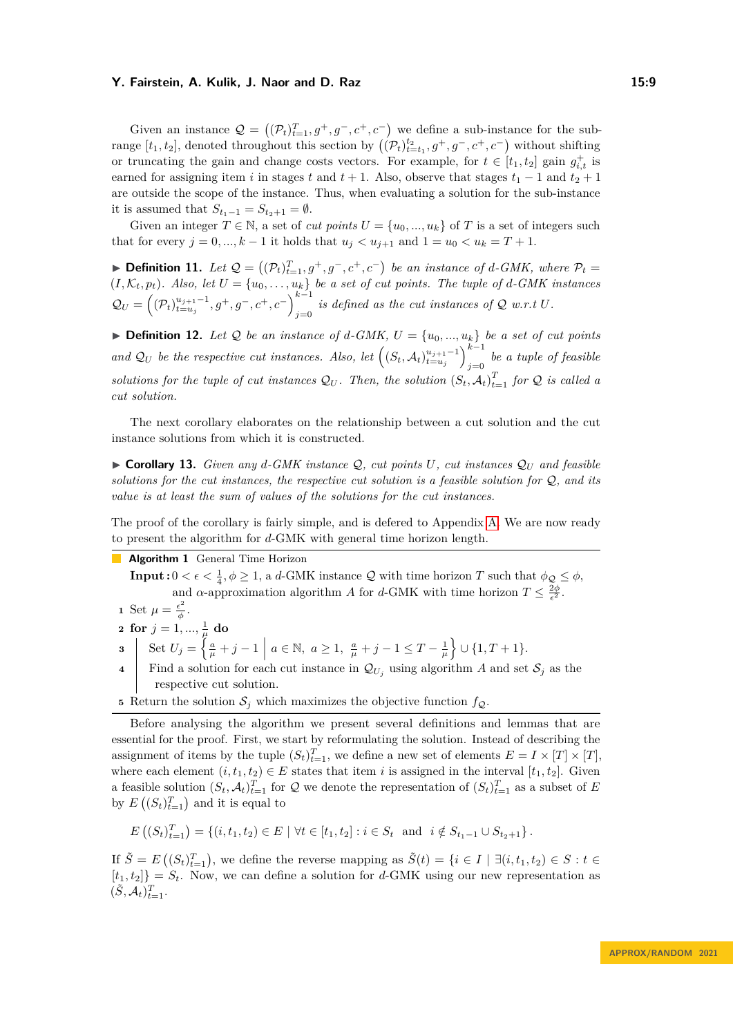Given an instance $\mathcal{Q} = \left((\mathcal{P}_t)_{t=1}^T, g^+, g^-, c^+, c^-\right)$ we define a sub-instance for the sub-range $[t_1, t_2]$, denoted throughout this section by $\left((\mathcal{P}_t)_{t=t_1}^{t_2}, g^+, g^-, c^+, c^-\right)$ without shifting or truncating the gain and change costs vectors. For example, for $t \in [t_1, t_2]$ gain $g^+_{i,t}$ is earned for assigning item $i$ in stages $t$ and $t+1$. Also, observe that stages $t_1 - 1$ and $t_2 + 1$ are outside the scope of the instance. Thus, when evaluating a solution for the sub-instance it is assumed that $S_{t_1-1} = S_{t_2+1} = \emptyset$.

Given an integer $T \in \mathbb{N}$, a set of *cut points* $U = \{u_0, ..., u_k\}$ of $T$ is a set of integers such that for every $j = 0, ..., k-1$ it holds that $u_j < u_{j+1}$ and $1 = u_0 < u_k = T + 1$.

▶ **Definition 11.** *Let $\mathcal{Q} = \left((\mathcal{P}_t)_{t=1}^T, g^+, g^-, c^+, c^-\right)$ be an instance of $d$-GMK, where $\mathcal{P}_t = (I, \mathcal{K}_t, p_t)$. Also, let $U = \{u_0, \ldots, u_k\}$ be a set of cut points. The tuple of $d$-GMK instances $\mathcal{Q}_U = \left(\left((\mathcal{P}_t)_{t=u_j}^{u_{j+1}-1}, g^+, g^-, c^+, c^-\right)\right)_{j=0}^{k-1}$ is defined as the cut instances of $\mathcal{Q}$ w.r.t $U$.*

▶ **Definition 12.** *Let $\mathcal{Q}$ be an instance of $d$-GMK, $U = \{u_0, ..., u_k\}$ be a set of cut points and $\mathcal{Q}_U$ be the respective cut instances. Also, let $\left((S_t, \mathcal{A}_t)_{t=u_j}^{u_{j+1}-1}\right)_{j=0}^{k-1}$ be a tuple of feasible solutions for the tuple of cut instances $\mathcal{Q}_U$. Then, the solution $(S_t, \mathcal{A}_t)_{t=1}^T$ for $\mathcal{Q}$ is called a cut solution.*

The next corollary elaborates on the relationship between a cut solution and the cut instance solutions from which it is constructed.

▶ **Corollary 13.** *Given any $d$-GMK instance $\mathcal{Q}$, cut points $U$, cut instances $\mathcal{Q}_U$ and feasible solutions for the cut instances, the respective cut solution is a feasible solution for $\mathcal{Q}$, and its value is at least the sum of values of the solutions for the cut instances.*

The proof of the corollary is fairly simple, and is defered to Appendix A. We are now ready to present the algorithm for $d$-GMK with general time horizon length.

---

**Algorithm 1** General Time Horizon

**Input :** $0 < \epsilon < \frac{1}{4}, \phi \geq 1$, a $d$-GMK instance $\mathcal{Q}$ with time horizon $T$ such that $\phi_{\mathcal{Q}} \leq \phi$, and $\alpha$-approximation algorithm $A$ for $d$-GMK with time horizon $T \leq \frac{2\phi}{\epsilon^2}$.

1. Set $\mu = \frac{\epsilon^2}{\phi}$.
2. **for** $j = 1, ..., \frac{1}{\mu}$ **do**
3. &nbsp;&nbsp;&nbsp;&nbsp;Set $U_j = \left\{ \frac{a}{\mu} + j - 1 \;\middle|\; a \in \mathbb{N},\ a \geq 1,\ \frac{a}{\mu} + j - 1 \leq T - \frac{1}{\mu} \right\} \cup \{1, T+1\}$.
4. &nbsp;&nbsp;&nbsp;&nbsp;Find a solution for each cut instance in $\mathcal{Q}_{U_j}$ using algorithm $A$ and set $\mathcal{S}_j$ as the respective cut solution.
5. Return the solution $\mathcal{S}_j$ which maximizes the objective function $f_{\mathcal{Q}}$.

---

Before analysing the algorithm we present several definitions and lemmas that are essential for the proof. First, we start by reformulating the solution. Instead of describing the assignment of items by the tuple $(S_t)_{t=1}^T$, we define a new set of elements $E = I \times [T] \times [T]$, where each element $(i, t_1, t_2) \in E$ states that item $i$ is assigned in the interval $[t_1, t_2]$. Given a feasible solution $(S_t, \mathcal{A}_t)_{t=1}^T$ for $\mathcal{Q}$ we denote the representation of $(S_t)_{t=1}^T$ as a subset of $E$ by $E\left((S_t)_{t=1}^T\right)$ and it is equal to

$$E\left((S_t)_{t=1}^T\right) = \{(i, t_1, t_2) \in E \mid \forall t \in [t_1, t_2] : i \in S_t \;\text{ and }\; i \notin S_{t_1-1} \cup S_{t_2+1}\}.$$

If $\tilde{S} = E\left((S_t)_{t=1}^T\right)$, we define the reverse mapping as $\tilde{S}(t) = \{i \in I \mid \exists (i, t_1, t_2) \in S : t \in [t_1, t_2]\} = S_t$. Now, we can define a solution for $d$-GMK using our new representation as $(\tilde{S}, \mathcal{A}_t)_{t=1}^T$.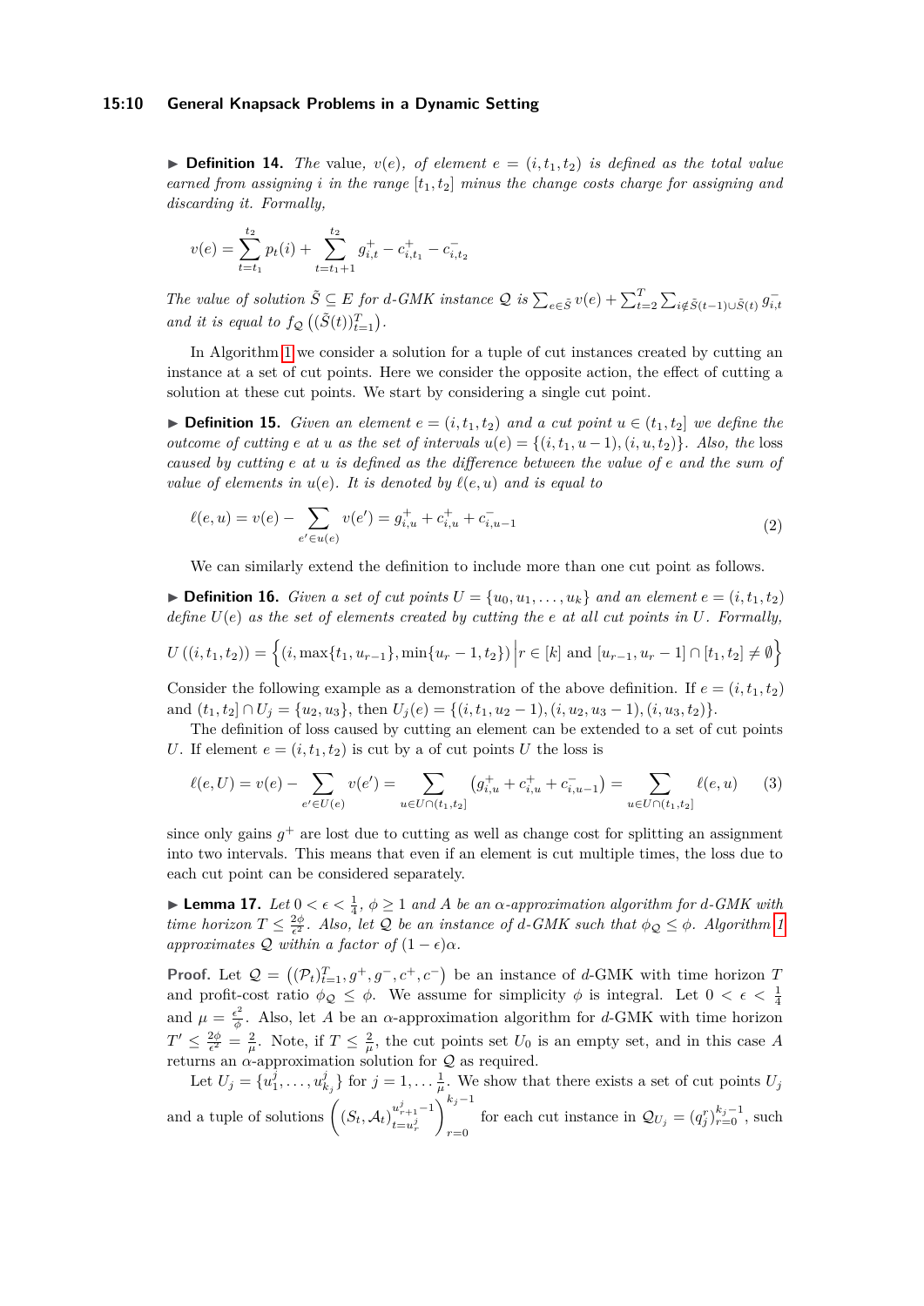▶ **Definition 14.** *The* value, $v(e)$, *of element* $e = (i, t_1, t_2)$ *is defined as the total value earned from assigning* $i$ *in the range* $[t_1, t_2]$ *minus the change costs charge for assigning and discarding it. Formally,*

$$v(e) = \sum_{t=t_1}^{t_2} p_t(i) + \sum_{t=t_1+1}^{t_2} g^+_{i,t} - c^+_{i,t_1} - c^-_{i,t_2}$$

*The value of solution* $\tilde{S} \subseteq E$ *for d-GMK instance* $\mathcal{Q}$ *is* $\sum_{e \in \tilde{S}} v(e) + \sum_{t=2}^{T} \sum_{i \notin \tilde{S}(t-1) \cup \tilde{S}(t)} g^-_{i,t}$ *and it is equal to* $f_{\mathcal{Q}}\left((\tilde{S}(t))_{t=1}^{T}\right)$.

In Algorithm 1 we consider a solution for a tuple of cut instances created by cutting an instance at a set of cut points. Here we consider the opposite action, the effect of cutting a solution at these cut points. We start by considering a single cut point.

▶ **Definition 15.** *Given an element* $e = (i, t_1, t_2)$ *and a cut point* $u \in (t_1, t_2]$ *we define the* outcome of cutting $e$ at $u$ *as the set of intervals* $u(e) = \{(i, t_1, u-1), (i, u, t_2)\}$. *Also, the* loss caused by cutting $e$ at $u$ *is defined as the difference between the value of* $e$ *and the sum of value of elements in* $u(e)$. *It is denoted by* $\ell(e, u)$ *and is equal to*

$$\ell(e, u) = v(e) - \sum_{e' \in u(e)} v(e') = g^+_{i,u} + c^+_{i,u} + c^-_{i,u-1} \tag{2}$$

We can similarly extend the definition to include more than one cut point as follows.

▶ **Definition 16.** *Given a set of cut points* $U = \{u_0, u_1, \ldots, u_k\}$ *and an element* $e = (i, t_1, t_2)$ *define* $U(e)$ *as the set of elements created by cutting the* $e$ *at all cut points in* $U$. *Formally,*

$$U((i, t_1, t_2)) = \left\{(i, \max\{t_1, u_{r-1}\}, \min\{u_r - 1, t_2\}) \middle| r \in [k] \text{ and } [u_{r-1}, u_r - 1] \cap [t_1, t_2] \neq \emptyset\right\}$$

Consider the following example as a demonstration of the above definition. If $e = (i, t_1, t_2)$ and $(t_1, t_2] \cap U_j = \{u_2, u_3\}$, then $U_j(e) = \{(i, t_1, u_2 - 1), (i, u_2, u_3 - 1), (i, u_3, t_2)\}$.

The definition of loss caused by cutting an element can be extended to a set of cut points $U$. If element $e = (i, t_1, t_2)$ is cut by a of cut points $U$ the loss is

$$\ell(e, U) = v(e) - \sum_{e' \in U(e)} v(e') = \sum_{u \in U \cap (t_1, t_2]} \left(g^+_{i,u} + c^+_{i,u} + c^-_{i,u-1}\right) = \sum_{u \in U \cap (t_1, t_2]} \ell(e, u) \tag{3}$$

since only gains $g^+$ are lost due to cutting as well as change cost for splitting an assignment into two intervals. This means that even if an element is cut multiple times, the loss due to each cut point can be considered separately.

▶ **Lemma 17.** *Let* $0 < \epsilon < \frac{1}{4}$, $\phi \geq 1$ *and* $A$ *be an* $\alpha$*-approximation algorithm for d-GMK with time horizon* $T \leq \frac{2\phi}{\epsilon^2}$. *Also, let* $\mathcal{Q}$ *be an instance of d-GMK such that* $\phi_{\mathcal{Q}} \leq \phi$. *Algorithm 1 approximates* $\mathcal{Q}$ *within a factor of* $(1 - \epsilon)\alpha$.

**Proof.** Let $\mathcal{Q} = \left((\mathcal{P}_t)_{t=1}^{T}, g^+, g^-, c^+, c^-\right)$ be an instance of $d$-GMK with time horizon $T$ and profit-cost ratio $\phi_{\mathcal{Q}} \leq \phi$. We assume for simplicity $\phi$ is integral. Let $0 < \epsilon < \frac{1}{4}$ and $\mu = \frac{\epsilon^2}{\phi}$. Also, let $A$ be an $\alpha$-approximation algorithm for $d$-GMK with time horizon $T' \leq \frac{2\phi}{\epsilon^2} = \frac{2}{\mu}$. Note, if $T \leq \frac{2}{\mu}$, the cut points set $U_0$ is an empty set, and in this case $A$ returns an $\alpha$-approximation solution for $\mathcal{Q}$ as required.

Let $U_j = \{u^j_1, \ldots, u^j_{k_j}\}$ for $j = 1, \ldots \frac{1}{\mu}$. We show that there exists a set of cut points $U_j$ and a tuple of solutions $\left((S_t, \mathcal{A}_t)_{t=u^j_r}^{u^j_{r+1}-1}\right)_{r=0}^{k_j - 1}$ for each cut instance in $\mathcal{Q}_{U_j} = (q^r_j)_{r=0}^{k_j - 1}$, such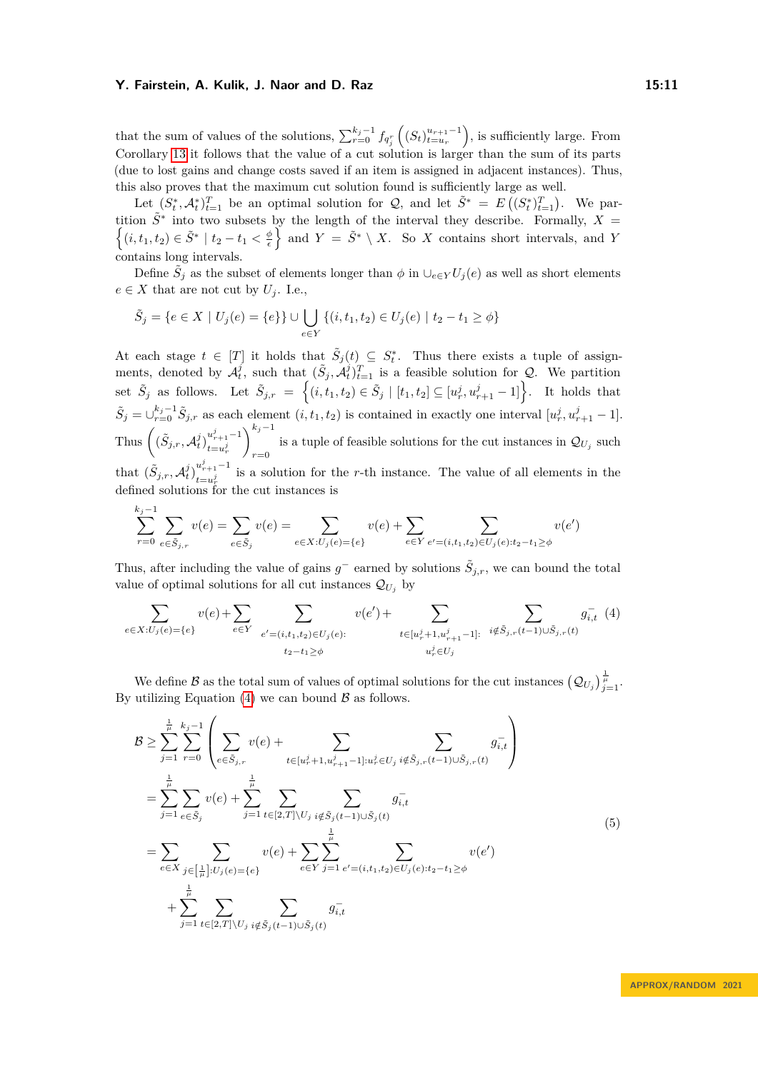that the sum of values of the solutions, $\sum_{r=0}^{k_j-1} f_{q_j^r}\left((S_t)_{t=u_r}^{u_{r+1}-1}\right)$, is sufficiently large. From Corollary 13 it follows that the value of a cut solution is larger than the sum of its parts (due to lost gains and change costs saved if an item is assigned in adjacent instances). Thus, this also proves that the maximum cut solution found is sufficiently large as well.

Let $(S_t^*, \mathcal{A}_t^*)_{t=1}^T$ be an optimal solution for $\mathcal{Q}$, and let $\tilde{S}^* = E\left((S_t^*)_{t=1}^T\right)$. We partition $\tilde{S}^*$ into two subsets by the length of the interval they describe. Formally, $X = \left\{(i, t_1, t_2) \in \tilde{S}^* \mid t_2 - t_1 < \frac{\phi}{\epsilon}\right\}$ and $Y = \tilde{S}^* \setminus X$. So $X$ contains short intervals, and $Y$ contains long intervals.

Define $\tilde{S}_j$ as the subset of elements longer than $\phi$ in $\cup_{e \in Y} U_j(e)$ as well as short elements $e \in X$ that are not cut by $U_j$. I.e.,

$$\tilde{S}_j = \{e \in X \mid U_j(e) = \{e\}\} \cup \bigcup_{e \in Y} \{(i, t_1, t_2) \in U_j(e) \mid t_2 - t_1 \geq \phi\}$$

At each stage $t \in [T]$ it holds that $\tilde{S}_j(t) \subseteq S_t^*$. Thus there exists a tuple of assignments, denoted by $\mathcal{A}_t^j$, such that $(\tilde{S}_j, \mathcal{A}_t^j)_{t=1}^T$ is a feasible solution for $\mathcal{Q}$. We partition set $\tilde{S}_j$ as follows. Let $\tilde{S}_{j,r} = \left\{(i, t_1, t_2) \in \tilde{S}_j \mid [t_1, t_2] \subseteq [u_r^j, u_{r+1}^j - 1]\right\}$. It holds that $\tilde{S}_j = \cup_{r=0}^{k_j-1} \tilde{S}_{j,r}$ as each element $(i, t_1, t_2)$ is contained in exactly one interval $[u_r^j, u_{r+1}^j - 1]$. Thus $\left(\left(\tilde{S}_{j,r}, \mathcal{A}_t^j\right)_{t=u_r^j}^{u_{r+1}^j-1}\right)_{r=0}^{k_j-1}$ is a tuple of feasible solutions for the cut instances in $\mathcal{Q}_{U_j}$ such that $(\tilde{S}_{j,r}, \mathcal{A}_t^j)_{t=u_r^j}^{u_{r+1}^j-1}$ is a solution for the $r$-th instance. The value of all elements in the defined solutions for the cut instances is

$$\sum_{r=0}^{k_j-1} \sum_{e \in \tilde{S}_{j,r}} v(e) = \sum_{e \in \tilde{S}_j} v(e) = \sum_{e \in X : U_j(e) = \{e\}} v(e) + \sum_{e \in Y} \sum_{e' = (i, t_1, t_2) \in U_j(e) : t_2 - t_1 \geq \phi} v(e')$$

Thus, after including the value of gains $g^-$ earned by solutions $\tilde{S}_{j,r}$, we can bound the total value of optimal solutions for all cut instances $\mathcal{Q}_{U_j}$ by

$$\sum_{e \in X : U_j(e) = \{e\}} v(e) + \sum_{e \in Y} \sum_{\substack{e' = (i, t_1, t_2) \in U_j(e): \\ t_2 - t_1 \geq \phi}} v(e') + \sum_{\substack{t \in [u_r^j + 1, u_{r+1}^j - 1]: \\ u_r^j \in U_j}} \sum_{i \notin \tilde{S}_{j,r}(t-1) \cup \tilde{S}_{j,r}(t)} g_{i,t}^- \quad (4)$$

We define $\mathcal{B}$ as the total sum of values of optimal solutions for the cut instances $\left(\mathcal{Q}_{U_j}\right)_{j=1}^{\frac{1}{\mu}}$. By utilizing Equation (4) we can bound $\mathcal{B}$ as follows.

$$\begin{aligned}
\mathcal{B} &\geq \sum_{j=1}^{\frac{1}{\mu}} \sum_{r=0}^{k_j-1} \left( \sum_{e \in \tilde{S}_{j,r}} v(e) + \sum_{t \in [u_r^j + 1, u_{r+1}^j - 1] : u_r^j \in U_j} \sum_{i \notin \tilde{S}_{j,r}(t-1) \cup \tilde{S}_{j,r}(t)} g_{i,t}^- \right) \\
&= \sum_{j=1}^{\frac{1}{\mu}} \sum_{e \in \tilde{S}_j} v(e) + \sum_{j=1}^{\frac{1}{\mu}} \sum_{t \in [2,T] \setminus U_j} \sum_{i \notin \tilde{S}_j(t-1) \cup \tilde{S}_j(t)} g_{i,t}^- \\
&= \sum_{e \in X} \sum_{j \in \left[\frac{1}{\mu}\right] : U_j(e) = \{e\}} v(e) + \sum_{e \in Y} \sum_{j=1}^{\frac{1}{\mu}} \sum_{e' = (i, t_1, t_2) \in U_j(e) : t_2 - t_1 \geq \phi} v(e') \\
&\quad + \sum_{j=1}^{\frac{1}{\mu}} \sum_{t \in [2,T] \setminus U_j} \sum_{i \notin \tilde{S}_j(t-1) \cup \tilde{S}_j(t)} g_{i,t}^-
\end{aligned} \quad (5)$$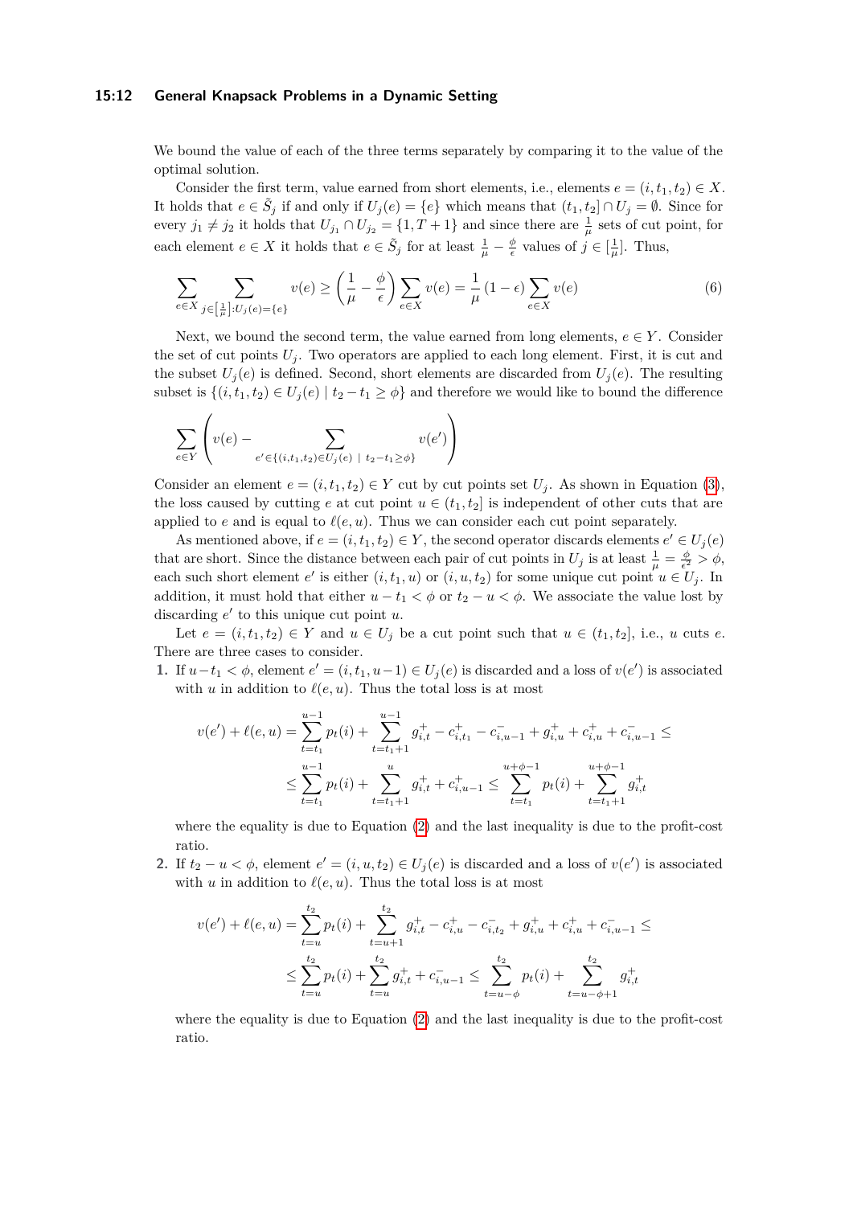We bound the value of each of the three terms separately by comparing it to the value of the optimal solution.

Consider the first term, value earned from short elements, i.e., elements $e = (i, t_1, t_2) \in X$. It holds that $e \in \tilde{S}_j$ if and only if $U_j(e) = \{e\}$ which means that $(t_1, t_2] \cap U_j = \emptyset$. Since for every $j_1 \neq j_2$ it holds that $U_{j_1} \cap U_{j_2} = \{1, T+1\}$ and since there are $\frac{1}{\mu}$ sets of cut point, for each element $e \in X$ it holds that $e \in \tilde{S}_j$ for at least $\frac{1}{\mu} - \frac{\phi}{\epsilon}$ values of $j \in [\frac{1}{\mu}]$. Thus,

$$\sum_{e \in X} \sum_{j \in \left[\frac{1}{\mu}\right] : U_j(e) = \{e\}} v(e) \geq \left(\frac{1}{\mu} - \frac{\phi}{\epsilon}\right) \sum_{e \in X} v(e) = \frac{1}{\mu}(1 - \epsilon) \sum_{e \in X} v(e) \tag{6}$$

Next, we bound the second term, the value earned from long elements, $e \in Y$. Consider the set of cut points $U_j$. Two operators are applied to each long element. First, it is cut and the subset $U_j(e)$ is defined. Second, short elements are discarded from $U_j(e)$. The resulting subset is $\{(i, t_1, t_2) \in U_j(e) \mid t_2 - t_1 \geq \phi\}$ and therefore we would like to bound the difference

$$\sum_{e \in Y} \left( v(e) - \sum_{e' \in \{(i,t_1,t_2) \in U_j(e) \ | \ t_2 - t_1 \geq \phi\}} v(e') \right)$$

Consider an element $e = (i, t_1, t_2) \in Y$ cut by cut points set $U_j$. As shown in Equation (3), the loss caused by cutting $e$ at cut point $u \in (t_1, t_2]$ is independent of other cuts that are applied to $e$ and is equal to $\ell(e, u)$. Thus we can consider each cut point separately.

As mentioned above, if $e = (i, t_1, t_2) \in Y$, the second operator discards elements $e' \in U_j(e)$ that are short. Since the distance between each pair of cut points in $U_j$ is at least $\frac{1}{\mu} = \frac{\phi}{\epsilon^2} > \phi$, each such short element $e'$ is either $(i, t_1, u)$ or $(i, u, t_2)$ for some unique cut point $u \in U_j$. In addition, it must hold that either $u - t_1 < \phi$ or $t_2 - u < \phi$. We associate the value lost by discarding $e'$ to this unique cut point $u$.

Let $e = (i, t_1, t_2) \in Y$ and $u \in U_j$ be a cut point such that $u \in (t_1, t_2]$, i.e., $u$ cuts $e$. There are three cases to consider.

1. If $u - t_1 < \phi$, element $e' = (i, t_1, u-1) \in U_j(e)$ is discarded and a loss of $v(e')$ is associated with $u$ in addition to $\ell(e, u)$. Thus the total loss is at most

$$\begin{aligned} v(e') + \ell(e, u) &= \sum_{t=t_1}^{u-1} p_t(i) + \sum_{t=t_1+1}^{u-1} g^+_{i,t} - c^+_{i,t_1} - c^-_{i,u-1} + g^+_{i,u} + c^+_{i,u} + c^-_{i,u-1} \leq \\ &\leq \sum_{t=t_1}^{u-1} p_t(i) + \sum_{t=t_1+1}^{u} g^+_{i,t} + c^+_{i,u-1} \leq \sum_{t=t_1}^{u+\phi-1} p_t(i) + \sum_{t=t_1+1}^{u+\phi-1} g^+_{i,t} \end{aligned}$$

where the equality is due to Equation (2) and the last inequality is due to the profit-cost ratio.

2. If $t_2 - u < \phi$, element $e' = (i, u, t_2) \in U_j(e)$ is discarded and a loss of $v(e')$ is associated with $u$ in addition to $\ell(e, u)$. Thus the total loss is at most

$$\begin{aligned} v(e') + \ell(e, u) &= \sum_{t=u}^{t_2} p_t(i) + \sum_{t=u+1}^{t_2} g^+_{i,t} - c^+_{i,u} - c^-_{i,t_2} + g^+_{i,u} + c^+_{i,u} + c^-_{i,u-1} \leq \\ &\leq \sum_{t=u}^{t_2} p_t(i) + \sum_{t=u}^{t_2} g^+_{i,t} + c^-_{i,u-1} \leq \sum_{t=u-\phi}^{t_2} p_t(i) + \sum_{t=u-\phi+1}^{t_2} g^+_{i,t} \end{aligned}$$

where the equality is due to Equation (2) and the last inequality is due to the profit-cost ratio.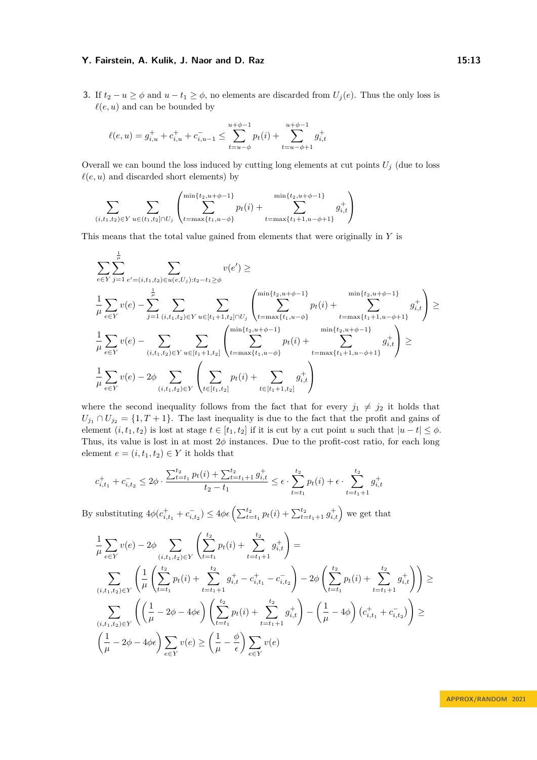3. If $t_2 - u \geq \phi$ and $u - t_1 \geq \phi$, no elements are discarded from $U_j(e)$. Thus the only loss is $\ell(e,u)$ and can be bounded by

$$\ell(e,u) = g^+_{i,u} + c^+_{i,u} + c^-_{i,u-1} \leq \sum_{t=u-\phi}^{u+\phi-1} p_t(i) + \sum_{t=u-\phi+1}^{u+\phi-1} g^+_{i,t}$$

Overall we can bound the loss induced by cutting long elements at cut points $U_j$ (due to loss $\ell(e,u)$ and discarded short elements) by

$$\sum_{(i,t_1,t_2)\in Y} \sum_{u\in(t_1,t_2]\cap U_j} \left( \sum_{t=\max\{t_1,u-\phi\}}^{\min\{t_2,u+\phi-1\}} p_t(i) + \sum_{t=\max\{t_1+1,u-\phi+1\}}^{\min\{t_2,u+\phi-1\}} g^+_{i,t} \right)$$

This means that the total value gained from elements that were originally in $Y$ is

$$\begin{aligned}
&\sum_{e\in Y}\sum_{j=1}^{\frac{1}{\mu}} \sum_{e'=(i,t_1,t_2)\in u(e,U_j): t_2-t_1\geq\phi} v(e') \geq \\
&\frac{1}{\mu}\sum_{e\in Y} v(e) - \sum_{j=1}^{\frac{1}{\mu}} \sum_{(i,t_1,t_2)\in Y} \sum_{u\in[t_1+1,t_2]\cap U_j} \left( \sum_{t=\max\{t_1,u-\phi\}}^{\min\{t_2,u+\phi-1\}} p_t(i) + \sum_{t=\max\{t_1+1,u-\phi+1\}}^{\min\{t_2,u+\phi-1\}} g^+_{i,t} \right) \geq \\
&\frac{1}{\mu}\sum_{e\in Y} v(e) - \sum_{(i,t_1,t_2)\in Y} \sum_{u\in[t_1+1,t_2]} \left( \sum_{t=\max\{t_1,u-\phi\}}^{\min\{t_2,u+\phi-1\}} p_t(i) + \sum_{t=\max\{t_1+1,u-\phi+1\}}^{\min\{t_2,u+\phi-1\}} g^+_{i,t} \right) \geq \\
&\frac{1}{\mu}\sum_{e\in Y} v(e) - 2\phi \sum_{(i,t_1,t_2)\in Y} \left( \sum_{t\in[t_1,t_2]} p_t(i) + \sum_{t\in[t_1+1,t_2]} g^+_{i,t} \right)
\end{aligned}$$

where the second inequality follows from the fact that for every $j_1 \neq j_2$ it holds that $U_{j_1} \cap U_{j_2} = \{1, T+1\}$. The last inequality is due to the fact that the profit and gains of element $(i,t_1,t_2)$ is lost at stage $t \in [t_1,t_2]$ if it is cut by a cut point $u$ such that $|u-t| \leq \phi$. Thus, its value is lost in at most $2\phi$ instances. Due to the profit-cost ratio, for each long element $e = (i,t_1,t_2) \in Y$ it holds that

$$c^+_{i,t_1} + c^-_{i,t_2} \leq 2\phi \cdot \frac{\sum_{t=t_1}^{t_2} p_t(i) + \sum_{t=t_1+1}^{t_2} g^+_{i,t}}{t_2 - t_1} \leq \epsilon \cdot \sum_{t=t_1}^{t_2} p_t(i) + \epsilon \cdot \sum_{t=t_1+1}^{t_2} g^+_{i,t}$$

By substituting $4\phi(c^+_{i,t_1} + c^-_{i,t_2}) \leq 4\phi\epsilon \left( \sum_{t=t_1}^{t_2} p_t(i) + \sum_{t=t_1+1}^{t_2} g^+_{i,t} \right)$ we get that

$$\begin{aligned}
&\frac{1}{\mu}\sum_{e\in Y} v(e) - 2\phi \sum_{(i,t_1,t_2)\in Y} \left( \sum_{t=t_1}^{t_2} p_t(i) + \sum_{t=t_1+1}^{t_2} g^+_{i,t} \right) = \\
&\sum_{(i,t_1,t_2)\in Y} \left( \frac{1}{\mu} \left( \sum_{t=t_1}^{t_2} p_t(i) + \sum_{t=t_1+1}^{t_2} g^+_{i,t} - c^+_{i,t_1} - c^-_{i,t_2} \right) - 2\phi \left( \sum_{t=t_1}^{t_2} p_t(i) + \sum_{t=t_1+1}^{t_2} g^+_{i,t} \right) \right) \geq \\
&\sum_{(i,t_1,t_2)\in Y} \left( \left( \frac{1}{\mu} - 2\phi - 4\phi\epsilon \right) \left( \sum_{t=t_1}^{t_2} p_t(i) + \sum_{t=t_1+1}^{t_2} g^+_{i,t} \right) - \left( \frac{1}{\mu} - 4\phi \right) \left( c^+_{i,t_1} + c^-_{i,t_2} \right) \right) \geq \\
&\left( \frac{1}{\mu} - 2\phi - 4\phi\epsilon \right) \sum_{e\in Y} v(e) \geq \left( \frac{1}{\mu} - \frac{\phi}{\epsilon} \right) \sum_{e\in Y} v(e)
\end{aligned}$$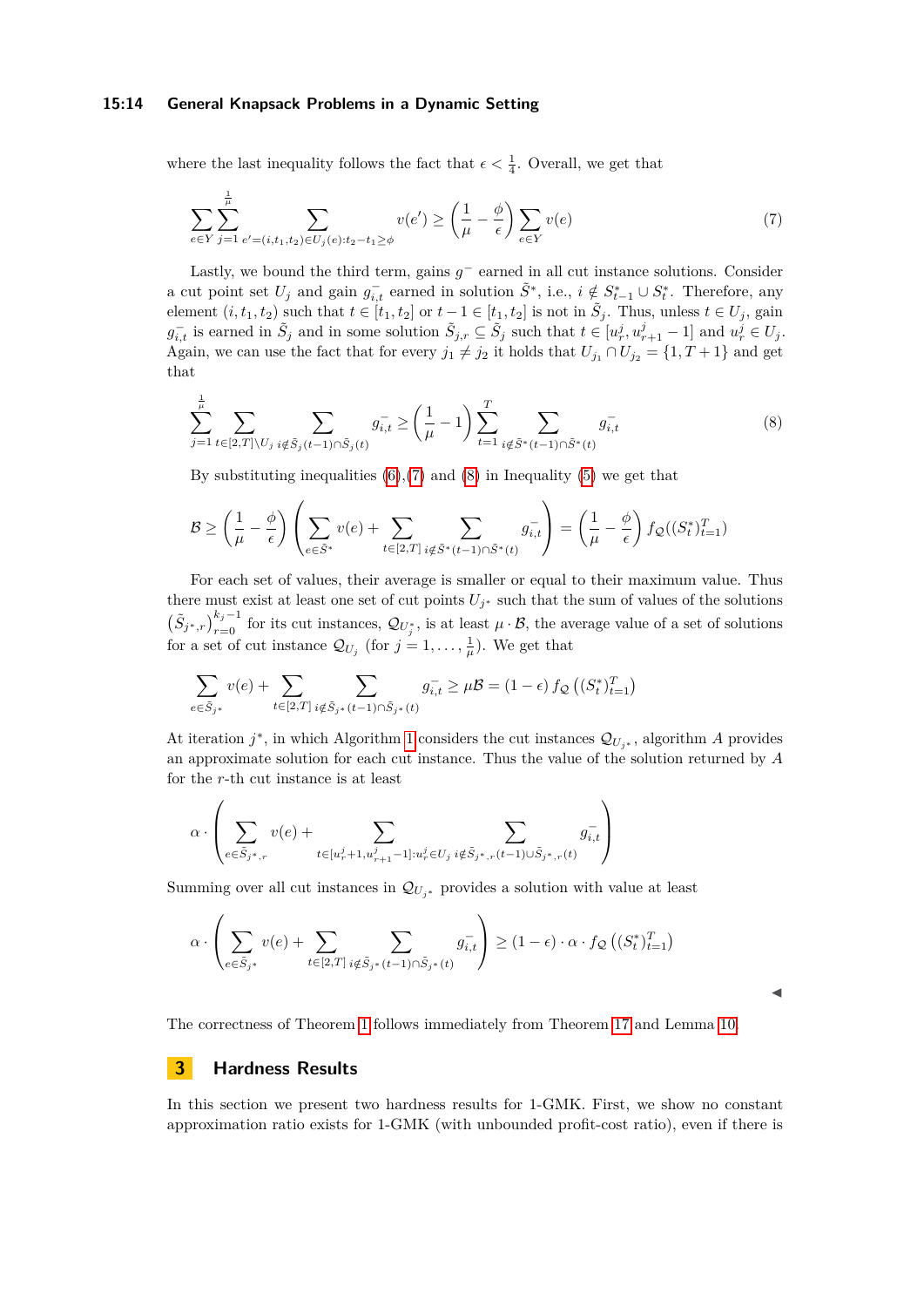where the last inequality follows the fact that $\epsilon < \frac{1}{4}$. Overall, we get that

$$\sum_{e \in Y} \sum_{j=1}^{\frac{1}{\mu}} \sum_{e'=(i,t_1,t_2) \in U_j(e): t_2 - t_1 \geq \phi} v(e') \geq \left(\frac{1}{\mu} - \frac{\phi}{\epsilon}\right) \sum_{e \in Y} v(e) \tag{7}$$

Lastly, we bound the third term, gains $g^-$ earned in all cut instance solutions. Consider a cut point set $U_j$ and gain $g^-_{i,t}$ earned in solution $\bar{S}^*$, i.e., $i \notin S^*_{t-1} \cup S^*_t$. Therefore, any element $(i, t_1, t_2)$ such that $t \in [t_1, t_2]$ or $t - 1 \in [t_1, t_2]$ is not in $\tilde{S}_j$. Thus, unless $t \in U_j$, gain $g^-_{i,t}$ is earned in $\tilde{S}_j$ and in some solution $\tilde{S}_{j,r} \subseteq \tilde{S}_j$ such that $t \in [u^j_r, u^j_{r+1} - 1]$ and $u^j_r \in U_j$. Again, we can use the fact that for every $j_1 \neq j_2$ it holds that $U_{j_1} \cap U_{j_2} = \{1, T + 1\}$ and get that

$$\sum_{j=1}^{\frac{1}{\mu}} \sum_{t \in [2,T] \setminus U_j} \sum_{i \notin \tilde{S}_j(t-1) \cap \tilde{S}_j(t)} g^-_{i,t} \geq \left(\frac{1}{\mu} - 1\right) \sum_{t=1}^{T} \sum_{i \notin \bar{S}^*(t-1) \cap \bar{S}^*(t)} g^-_{i,t} \tag{8}$$

By substituting inequalities (6),(7) and (8) in Inequality (5) we get that

$$\mathcal{B} \geq \left(\frac{1}{\mu} - \frac{\phi}{\epsilon}\right) \left( \sum_{e \in \bar{S}^*} v(e) + \sum_{t \in [2,T]} \sum_{i \notin \bar{S}^*(t-1) \cap \bar{S}^*(t)} g^-_{i,t} \right) = \left(\frac{1}{\mu} - \frac{\phi}{\epsilon}\right) f_{\mathcal{Q}}((S^*_t)^T_{t=1})$$

For each set of values, their average is smaller or equal to their maximum value. Thus there must exist at least one set of cut points $U_{j^*}$ such that the sum of values of the solutions $\left(\tilde{S}_{j^*,r}\right)^{k_j - 1}_{r=0}$ for its cut instances, $\mathcal{Q}_{U^*_j}$, is at least $\mu \cdot \mathcal{B}$, the average value of a set of solutions for a set of cut instance $\mathcal{Q}_{U_j}$ (for $j = 1, \ldots, \frac{1}{\mu}$). We get that

$$\sum_{e \in \tilde{S}_{j^*}} v(e) + \sum_{t \in [2,T]} \sum_{i \notin \tilde{S}_{j^*}(t-1) \cap \tilde{S}_{j^*}(t)} g^-_{i,t} \geq \mu \mathcal{B} = (1 - \epsilon)\, f_{\mathcal{Q}}\left((S^*_t)^T_{t=1}\right)$$

At iteration $j^*$, in which Algorithm 1 considers the cut instances $\mathcal{Q}_{U_{j^*}}$, algorithm $A$ provides an approximate solution for each cut instance. Thus the value of the solution returned by $A$ for the $r$-th cut instance is at least

$$\alpha \cdot \left( \sum_{e \in \tilde{S}_{j^*,r}} v(e) + \sum_{t \in [u^j_r + 1, u^j_{r+1} - 1]: u^j_r \in U_j} \sum_{i \notin \tilde{S}_{j^*,r}(t-1) \cup \tilde{S}_{j^*,r}(t)} g^-_{i,t} \right)$$

Summing over all cut instances in $\mathcal{Q}_{U_{j^*}}$ provides a solution with value at least

$$\alpha \cdot \left( \sum_{e \in \tilde{S}_{j^*}} v(e) + \sum_{t \in [2,T]} \sum_{i \notin \tilde{S}_{j^*}(t-1) \cap \tilde{S}_{j^*}(t)} g^-_{i,t} \right) \geq (1 - \epsilon) \cdot \alpha \cdot f_{\mathcal{Q}}\left((S^*_t)^T_{t=1}\right)$$

◀

The correctness of Theorem 1 follows immediately from Theorem 17 and Lemma 10.

## 3 Hardness Results

In this section we present two hardness results for 1-GMK. First, we show no constant approximation ratio exists for 1-GMK (with unbounded profit-cost ratio), even if there is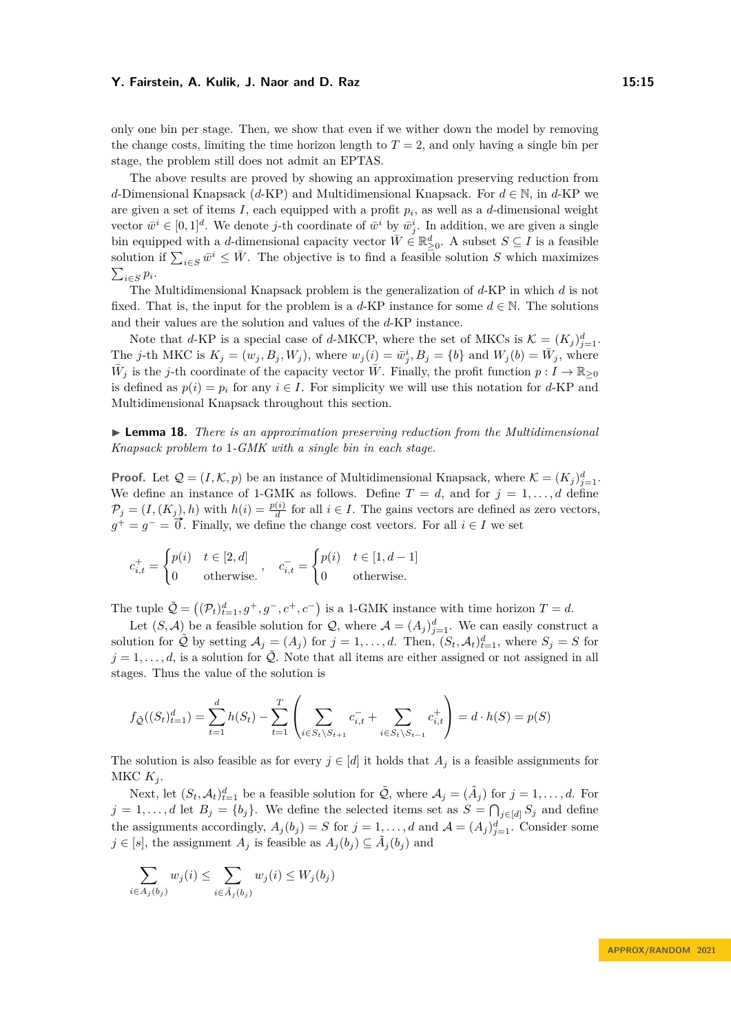only one bin per stage. Then, we show that even if we wither down the model by removing the change costs, limiting the time horizon length to $T = 2$, and only having a single bin per stage, the problem still does not admit an EPTAS.

The above results are proved by showing an approximation preserving reduction from $d$-Dimensional Knapsack ($d$-KP) and Multidimensional Knapsack. For $d \in \mathbb{N}$, in $d$-KP we are given a set of items $I$, each equipped with a profit $p_i$, as well as a $d$-dimensional weight vector $\bar{w}^i \in [0,1]^d$. We denote $j$-th coordinate of $\bar{w}^i$ by $\bar{w}^i_j$. In addition, we are given a single bin equipped with a $d$-dimensional capacity vector $\bar{W} \in \mathbb{R}^d_{\geq 0}$. A subset $S \subseteq I$ is a feasible solution if $\sum_{i \in S} \bar{w}^i \leq \bar{W}$. The objective is to find a feasible solution $S$ which maximizes $\sum_{i \in S} p_i$.

The Multidimensional Knapsack problem is the generalization of $d$-KP in which $d$ is not fixed. That is, the input for the problem is a $d$-KP instance for some $d \in \mathbb{N}$. The solutions and their values are the solution and values of the $d$-KP instance.

Note that $d$-KP is a special case of $d$-MKCP, where the set of MKCs is $\mathcal{K} = (K_j)_{j=1}^d$. The $j$-th MKC is $K_j = (w_j, B_j, W_j)$, where $w_j(i) = \bar{w}^i_j$, $B_j = \{b\}$ and $W_j(b) = \bar{W}_j$, where $\bar{W}_j$ is the $j$-th coordinate of the capacity vector $\bar{W}$. Finally, the profit function $p : I \to \mathbb{R}_{\geq 0}$ is defined as $p(i) = p_i$ for any $i \in I$. For simplicity we will use this notation for $d$-KP and Multidimensional Knapsack throughout this section.

▶ **Lemma 18.** *There is an approximation preserving reduction from the Multidimensional Knapsack problem to* 1*-GMK with a single bin in each stage.*

**Proof.** Let $\mathcal{Q} = (I, \mathcal{K}, p)$ be an instance of Multidimensional Knapsack, where $\mathcal{K} = (K_j)_{j=1}^d$. We define an instance of 1-GMK as follows. Define $T = d$, and for $j = 1, \ldots, d$ define $\mathcal{P}_j = (I, (K_j), h)$ with $h(i) = \frac{p(i)}{d}$ for all $i \in I$. The gains vectors are defined as zero vectors, $g^+ = g^- = \vec{0}$. Finally, we define the change cost vectors. For all $i \in I$ we set

$$c^+_{i,t} = \begin{cases} p(i) & t \in [2,d] \\ 0 & \text{otherwise.} \end{cases}, \quad c^-_{i,t} = \begin{cases} p(i) & t \in [1,d-1] \\ 0 & \text{otherwise.} \end{cases}$$

The tuple $\tilde{\mathcal{Q}} = \left((\mathcal{P}_t)_{t=1}^d, g^+, g^-, c^+, c^-\right)$ is a 1-GMK instance with time horizon $T = d$.

Let $(S, \mathcal{A})$ be a feasible solution for $\mathcal{Q}$, where $\mathcal{A} = (A_j)_{j=1}^d$. We can easily construct a solution for $\tilde{\mathcal{Q}}$ by setting $\mathcal{A}_j = (A_j)$ for $j = 1, \ldots, d$. Then, $(S_t, \mathcal{A}_t)_{t=1}^d$, where $S_j = S$ for $j = 1, \ldots, d$, is a solution for $\tilde{\mathcal{Q}}$. Note that all items are either assigned or not assigned in all stages. Thus the value of the solution is

$$f_{\tilde{\mathcal{Q}}}((S_t)_{t=1}^d) = \sum_{t=1}^d h(S_t) - \sum_{t=1}^T \left( \sum_{i \in S_t \setminus S_{t+1}} c^-_{i,t} + \sum_{i \in S_t \setminus S_{t-1}} c^+_{i,t} \right) = d \cdot h(S) = p(S)$$

The solution is also feasible as for every $j \in [d]$ it holds that $A_j$ is a feasible assignments for MKC $K_j$.

Next, let $(S_t, \mathcal{A}_t)_{t=1}^d$ be a feasible solution for $\tilde{\mathcal{Q}}$, where $\mathcal{A}_j = (\tilde{A}_j)$ for $j = 1, \ldots, d$. For $j = 1, \ldots, d$ let $B_j = \{b_j\}$. We define the selected items set as $S = \bigcap_{j \in [d]} S_j$ and define the assignments accordingly, $A_j(b_j) = S$ for $j = 1, \ldots, d$ and $\mathcal{A} = (A_j)_{j=1}^d$. Consider some $j \in [s]$, the assignment $A_j$ is feasible as $A_j(b_j) \subseteq \tilde{A}_j(b_j)$ and

$$\sum_{i \in A_j(b_j)} w_j(i) \leq \sum_{i \in \tilde{A}_j(b_j)} w_j(i) \leq W_j(b_j)$$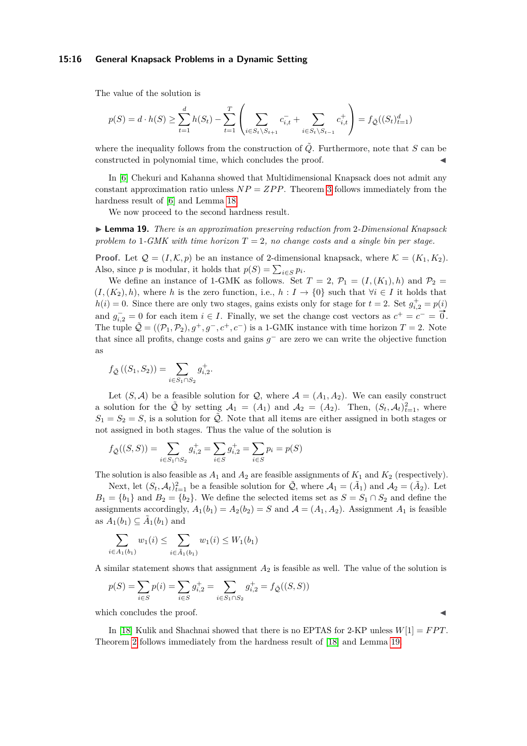The value of the solution is

$$p(S) = d \cdot h(S) \geq \sum_{t=1}^{d} h(S_t) - \sum_{t=1}^{T} \left( \sum_{i \in S_t \setminus S_{t+1}} c^-_{i,t} + \sum_{i \in S_t \setminus S_{t-1}} c^+_{i,t} \right) = f_{\tilde{Q}}((S_t)_{t=1}^{d})$$

where the inequality follows from the construction of $\tilde{Q}$. Furthermore, note that $S$ can be constructed in polynomial time, which concludes the proof. ◀

In [6] Chekuri and Kahanna showed that Multidimensional Knapsack does not admit any constant approximation ratio unless $NP = ZPP$. Theorem 3 follows immediately from the hardness result of [6] and Lemma 18.

We now proceed to the second hardness result.

▶ **Lemma 19.** *There is an approximation preserving reduction from* 2*-Dimensional Knapsack problem to* 1*-GMK with time horizon* $T = 2$*, no change costs and a single bin per stage.*

**Proof.** Let $\mathcal{Q} = (I, \mathcal{K}, p)$ be an instance of 2-dimensional knapsack, where $\mathcal{K} = (K_1, K_2)$. Also, since $p$ is modular, it holds that $p(S) = \sum_{i \in S} p_i$.

We define an instance of 1-GMK as follows. Set $T = 2$, $\mathcal{P}_1 = (I, (K_1), h)$ and $\mathcal{P}_2 = (I, (K_2), h)$, where $h$ is the zero function, i.e., $h : I \to \{0\}$ such that $\forall i \in I$ it holds that $h(i) = 0$. Since there are only two stages, gains exists only for stage for $t = 2$. Set $g^+_{i,2} = p(i)$ and $g^-_{i,2} = 0$ for each item $i \in I$. Finally, we set the change cost vectors as $c^+ = c^- = \vec{0}$. The tuple $\tilde{\mathcal{Q}} = ((\mathcal{P}_1, \mathcal{P}_2), g^+, g^-, c^+, c^-)$ is a 1-GMK instance with time horizon $T = 2$. Note that since all profits, change costs and gains $g^-$ are zero we can write the objective function as

$$f_{\tilde{\mathcal{Q}}}((S_1, S_2)) = \sum_{i \in S_1 \cap S_2} g^+_{i,2}.$$

Let $(S, \mathcal{A})$ be a feasible solution for $\mathcal{Q}$, where $\mathcal{A} = (A_1, A_2)$. We can easily construct a solution for the $\tilde{\mathcal{Q}}$ by setting $\mathcal{A}_1 = (A_1)$ and $\mathcal{A}_2 = (A_2)$. Then, $(S_t, \mathcal{A}_t)_{t=1}^2$, where $S_1 = S_2 = S$, is a solution for $\tilde{\mathcal{Q}}$. Note that all items are either assigned in both stages or not assigned in both stages. Thus the value of the solution is

$$f_{\tilde{\mathcal{Q}}}((S, S)) = \sum_{i \in S_1 \cap S_2} g^+_{i,2} = \sum_{i \in S} g^+_{i,2} = \sum_{i \in S} p_i = p(S)$$

The solution is also feasible as $A_1$ and $A_2$ are feasible assignments of $K_1$ and $K_2$ (respectively).

Next, let $(S_t, \mathcal{A}_t)_{t=1}^2$ be a feasible solution for $\tilde{\mathcal{Q}}$, where $\mathcal{A}_1 = (\tilde{A}_1)$ and $\mathcal{A}_2 = (\tilde{A}_2)$. Let $B_1 = \{b_1\}$ and $B_2 = \{b_2\}$. We define the selected items set as $S = S_1 \cap S_2$ and define the assignments accordingly, $A_1(b_1) = A_2(b_2) = S$ and $\mathcal{A} = (A_1, A_2)$. Assignment $A_1$ is feasible as $A_1(b_1) \subseteq \tilde{A}_1(b_1)$ and

$$\sum_{i \in A_1(b_1)} w_1(i) \leq \sum_{i \in \tilde{A}_1(b_1)} w_1(i) \leq W_1(b_1)$$

A similar statement shows that assignment $A_2$ is feasible as well. The value of the solution is

$$p(S) = \sum_{i \in S} p(i) = \sum_{i \in S} g^+_{i,2} = \sum_{i \in S_1 \cap S_2} g^+_{i,2} = f_{\tilde{\mathcal{Q}}}((S, S))$$

which concludes the proof. ◀

In [18] Kulik and Shachnai showed that there is no EPTAS for 2-KP unless $W[1] = FPT$. Theorem 2 follows immediately from the hardness result of [18] and Lemma 19.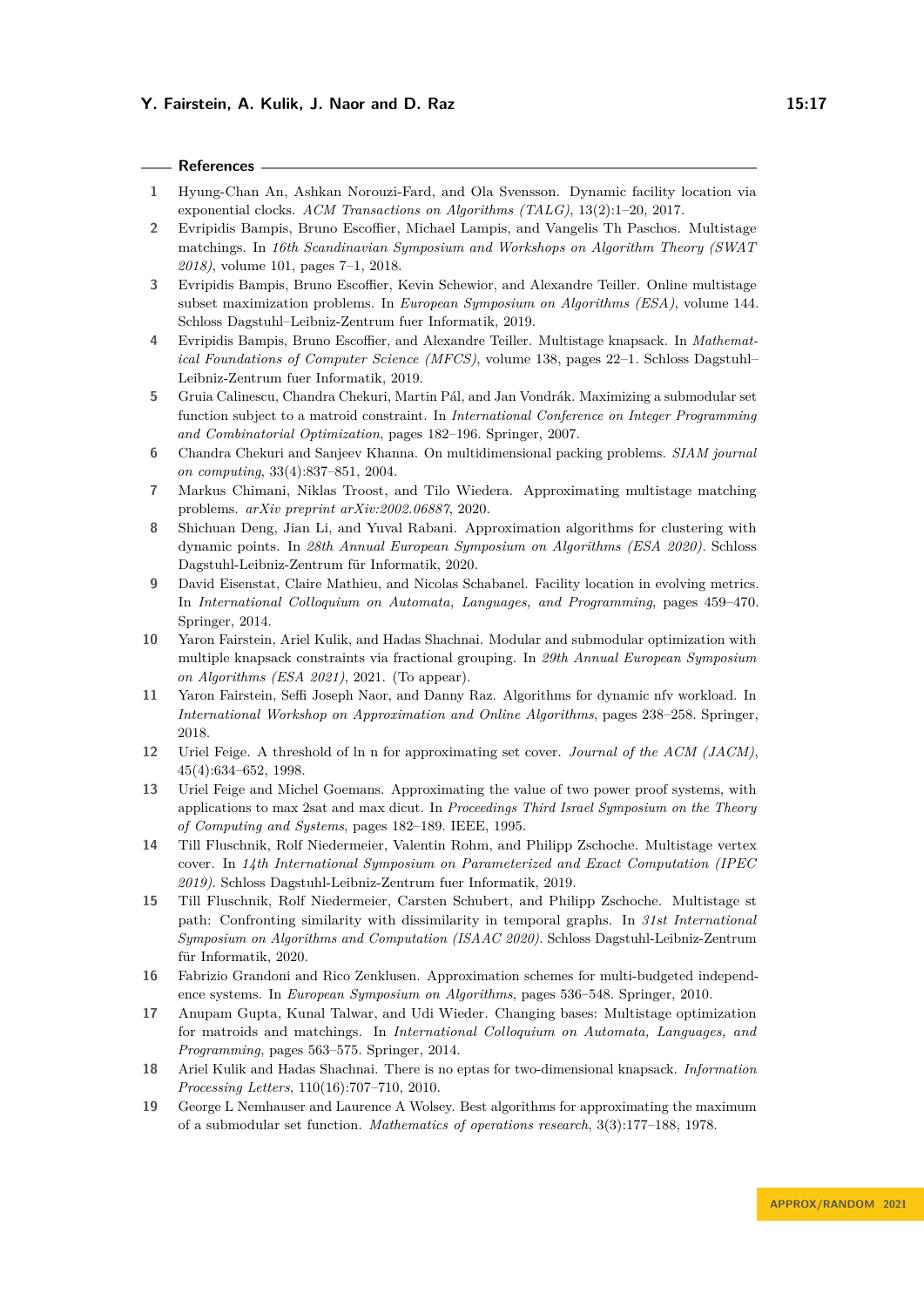## References

1. Hyung-Chan An, Ashkan Norouzi-Fard, and Ola Svensson. Dynamic facility location via exponential clocks. *ACM Transactions on Algorithms (TALG)*, 13(2):1–20, 2017.
2. Evripidis Bampis, Bruno Escoffier, Michael Lampis, and Vangelis Th Paschos. Multistage matchings. In *16th Scandinavian Symposium and Workshops on Algorithm Theory (SWAT 2018)*, volume 101, pages 7–1, 2018.
3. Evripidis Bampis, Bruno Escoffier, Kevin Schewior, and Alexandre Teiller. Online multistage subset maximization problems. In *European Symposium on Algorithms (ESA)*, volume 144. Schloss Dagstuhl–Leibniz-Zentrum fuer Informatik, 2019.
4. Evripidis Bampis, Bruno Escoffier, and Alexandre Teiller. Multistage knapsack. In *Mathematical Foundations of Computer Science (MFCS)*, volume 138, pages 22–1. Schloss Dagstuhl–Leibniz-Zentrum fuer Informatik, 2019.
5. Gruia Calinescu, Chandra Chekuri, Martin Pál, and Jan Vondrák. Maximizing a submodular set function subject to a matroid constraint. In *International Conference on Integer Programming and Combinatorial Optimization*, pages 182–196. Springer, 2007.
6. Chandra Chekuri and Sanjeev Khanna. On multidimensional packing problems. *SIAM journal on computing*, 33(4):837–851, 2004.
7. Markus Chimani, Niklas Troost, and Tilo Wiedera. Approximating multistage matching problems. *arXiv preprint arXiv:2002.06887*, 2020.
8. Shichuan Deng, Jian Li, and Yuval Rabani. Approximation algorithms for clustering with dynamic points. In *28th Annual European Symposium on Algorithms (ESA 2020)*. Schloss Dagstuhl-Leibniz-Zentrum für Informatik, 2020.
9. David Eisenstat, Claire Mathieu, and Nicolas Schabanel. Facility location in evolving metrics. In *International Colloquium on Automata, Languages, and Programming*, pages 459–470. Springer, 2014.
10. Yaron Fairstein, Ariel Kulik, and Hadas Shachnai. Modular and submodular optimization with multiple knapsack constraints via fractional grouping. In *29th Annual European Symposium on Algorithms (ESA 2021)*, 2021. (To appear).
11. Yaron Fairstein, Seffi Joseph Naor, and Danny Raz. Algorithms for dynamic nfv workload. In *International Workshop on Approximation and Online Algorithms*, pages 238–258. Springer, 2018.
12. Uriel Feige. A threshold of ln n for approximating set cover. *Journal of the ACM (JACM)*, 45(4):634–652, 1998.
13. Uriel Feige and Michel Goemans. Approximating the value of two power proof systems, with applications to max 2sat and max dicut. In *Proceedings Third Israel Symposium on the Theory of Computing and Systems*, pages 182–189. IEEE, 1995.
14. Till Fluschnik, Rolf Niedermeier, Valentin Rohm, and Philipp Zschoche. Multistage vertex cover. In *14th International Symposium on Parameterized and Exact Computation (IPEC 2019)*. Schloss Dagstuhl-Leibniz-Zentrum fuer Informatik, 2019.
15. Till Fluschnik, Rolf Niedermeier, Carsten Schubert, and Philipp Zschoche. Multistage st path: Confronting similarity with dissimilarity in temporal graphs. In *31st International Symposium on Algorithms and Computation (ISAAC 2020)*. Schloss Dagstuhl-Leibniz-Zentrum für Informatik, 2020.
16. Fabrizio Grandoni and Rico Zenklusen. Approximation schemes for multi-budgeted independence systems. In *European Symposium on Algorithms*, pages 536–548. Springer, 2010.
17. Anupam Gupta, Kunal Talwar, and Udi Wieder. Changing bases: Multistage optimization for matroids and matchings. In *International Colloquium on Automata, Languages, and Programming*, pages 563–575. Springer, 2014.
18. Ariel Kulik and Hadas Shachnai. There is no eptas for two-dimensional knapsack. *Information Processing Letters*, 110(16):707–710, 2010.
19. George L Nemhauser and Laurence A Wolsey. Best algorithms for approximating the maximum of a submodular set function. *Mathematics of operations research*, 3(3):177–188, 1978.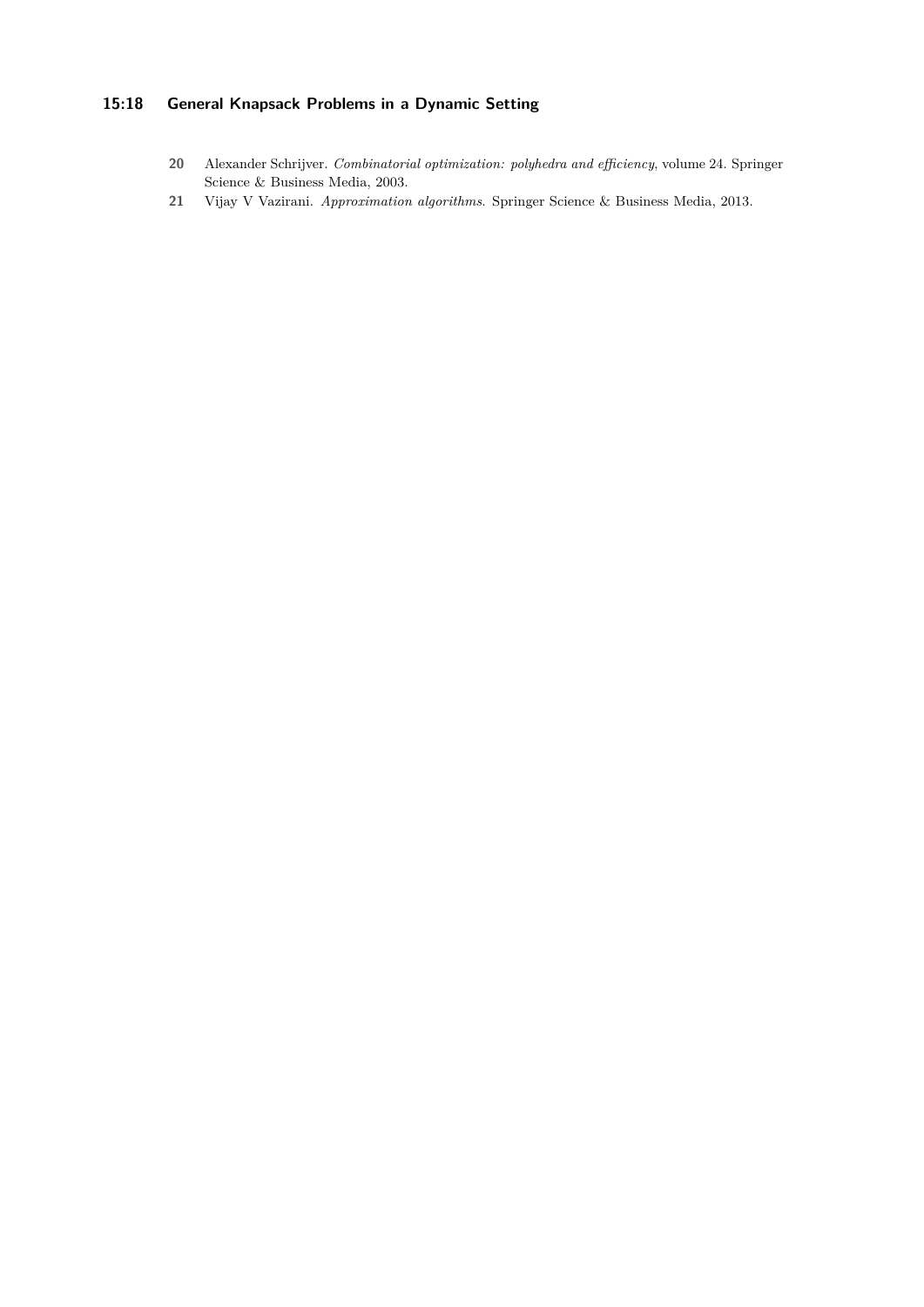20 Alexander Schrijver. *Combinatorial optimization: polyhedra and efficiency*, volume 24. Springer Science & Business Media, 2003.

21 Vijay V Vazirani. *Approximation algorithms.* Springer Science & Business Media, 2013.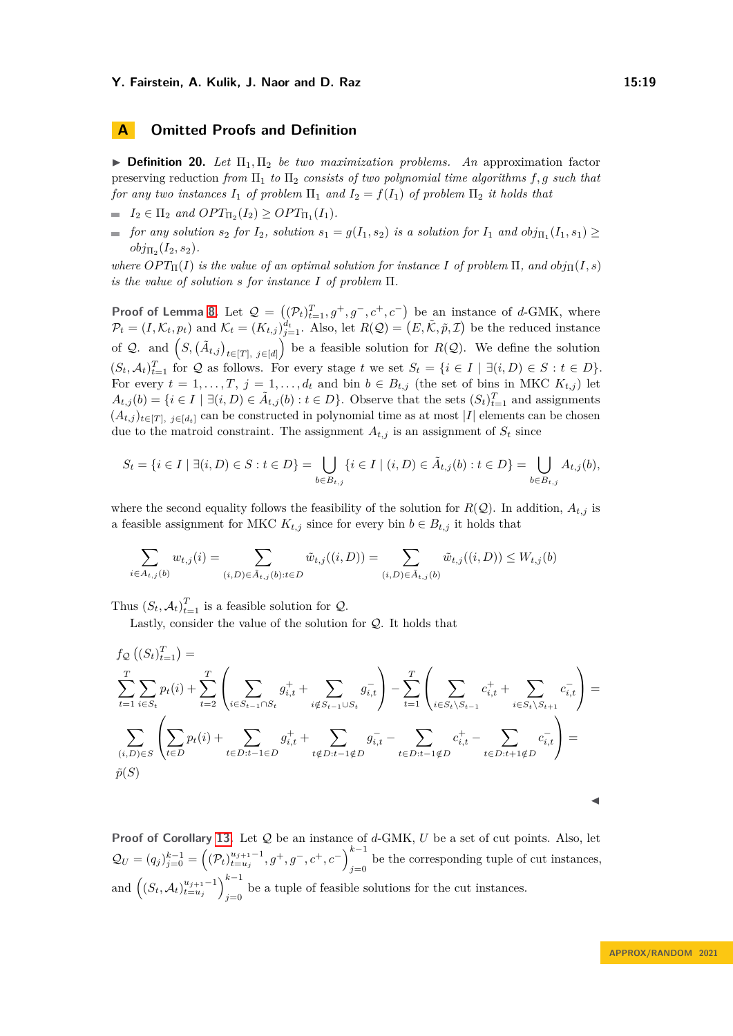## A Omitted Proofs and Definition

▶ **Definition 20.** *Let $\Pi_1, \Pi_2$ be two maximization problems. An* approximation factor preserving reduction *from $\Pi_1$ to $\Pi_2$ consists of two polynomial time algorithms $f, g$ such that for any two instances $I_1$ of problem $\Pi_1$ and $I_2 = f(I_1)$ of problem $\Pi_2$ it holds that*

- *$I_2 \in \Pi_2$ and $OPT_{\Pi_2}(I_2) \geq OPT_{\Pi_1}(I_1)$.*
- *for any solution $s_2$ for $I_2$, solution $s_1 = g(I_1, s_2)$ is a solution for $I_1$ and $obj_{\Pi_1}(I_1, s_1) \geq obj_{\Pi_2}(I_2, s_2)$.*

*where $OPT_\Pi(I)$ is the value of an optimal solution for instance $I$ of problem $\Pi$, and $obj_\Pi(I, s)$ is the value of solution $s$ for instance $I$ of problem $\Pi$.*

**Proof of Lemma 8.** Let $\mathcal{Q} = \left((\mathcal{P}_t)_{t=1}^T, g^+, g^-, c^+, c^-\right)$ be an instance of $d$-GMK, where $\mathcal{P}_t = (I, \mathcal{K}_t, p_t)$ and $\mathcal{K}_t = (K_{t,j})_{j=1}^{d_t}$. Also, let $R(\mathcal{Q}) = \left(E, \tilde{\mathcal{K}}, \tilde{p}, \mathcal{I}\right)$ be the reduced instance of $\mathcal{Q}$. and $\left(S, (\tilde{A}_{t,j})_{t \in [T],\, j \in [d]}\right)$ be a feasible solution for $R(\mathcal{Q})$. We define the solution $(S_t, \mathcal{A}_t)_{t=1}^T$ for $\mathcal{Q}$ as follows. For every stage $t$ we set $S_t = \{i \in I \mid \exists (i, D) \in S : t \in D\}$. For every $t = 1, \ldots, T$, $j = 1, \ldots, d_t$ and bin $b \in B_{t,j}$ (the set of bins in MKC $K_{t,j}$) let $A_{t,j}(b) = \{i \in I \mid \exists (i, D) \in \tilde{A}_{t,j}(b) : t \in D\}$. Observe that the sets $(S_t)_{t=1}^T$ and assignments $(A_{t,j})_{t \in [T],\, j \in [d_t]}$ can be constructed in polynomial time as at most $|I|$ elements can be chosen due to the matroid constraint. The assignment $A_{t,j}$ is an assignment of $S_t$ since

$$S_t = \{i \in I \mid \exists (i, D) \in S : t \in D\} = \bigcup_{b \in B_{t,j}} \{i \in I \mid (i, D) \in \tilde{A}_{t,j}(b) : t \in D\} = \bigcup_{b \in B_{t,j}} A_{t,j}(b),$$

where the second equality follows the feasibility of the solution for $R(\mathcal{Q})$. In addition, $A_{t,j}$ is a feasible assignment for MKC $K_{t,j}$ since for every bin $b \in B_{t,j}$ it holds that

$$\sum_{i \in A_{t,j}(b)} w_{t,j}(i) = \sum_{(i,D) \in \tilde{A}_{t,j}(b) : t \in D} \tilde{w}_{t,j}((i, D)) = \sum_{(i,D) \in \tilde{A}_{t,j}(b)} \tilde{w}_{t,j}((i, D)) \leq W_{t,j}(b)$$

Thus $(S_t, \mathcal{A}_t)_{t=1}^T$ is a feasible solution for $\mathcal{Q}$.

Lastly, consider the value of the solution for $\mathcal{Q}$. It holds that

$$\begin{aligned}
&f_{\mathcal{Q}}\left((S_t)_{t=1}^T\right) = \\
&\sum_{t=1}^T \sum_{i \in S_t} p_t(i) + \sum_{t=2}^T \left( \sum_{i \in S_{t-1} \cap S_t} g_{i,t}^+ + \sum_{i \notin S_{t-1} \cup S_t} g_{i,t}^- \right) - \sum_{t=1}^T \left( \sum_{i \in S_t \setminus S_{t-1}} c_{i,t}^+ + \sum_{i \in S_t \setminus S_{t+1}} c_{i,t}^- \right) = \\
&\sum_{(i,D) \in S} \left( \sum_{t \in D} p_t(i) + \sum_{t \in D : t-1 \in D} g_{i,t}^+ + \sum_{t \notin D : t-1 \notin D} g_{i,t}^- - \sum_{t \in D : t-1 \notin D} c_{i,t}^+ - \sum_{t \in D : t+1 \notin D} c_{i,t}^- \right) = \\
&\tilde{p}(S)
\end{aligned}$$

◀

**Proof of Corollary 13.** Let $\mathcal{Q}$ be an instance of $d$-GMK, $U$ be a set of cut points. Also, let $\mathcal{Q}_U = (q_j)_{j=0}^{k-1} = \left( (\mathcal{P}_t)_{t=u_j}^{u_{j+1}-1}, g^+, g^-, c^+, c^- \right)_{j=0}^{k-1}$ be the corresponding tuple of cut instances, and $\left( (S_t, \mathcal{A}_t)_{t=u_j}^{u_{j+1}-1} \right)_{j=0}^{k-1}$ be a tuple of feasible solutions for the cut instances.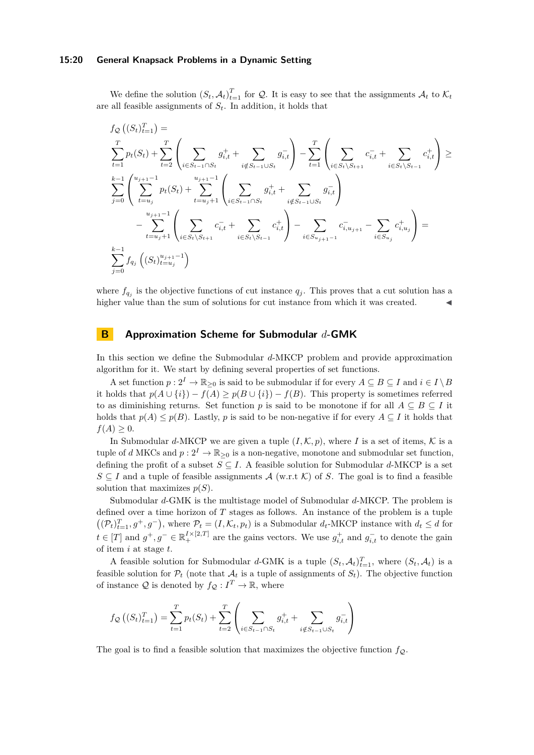We define the solution $(S_t, \mathcal{A}_t)_{t=1}^{T}$ for $\mathcal{Q}$. It is easy to see that the assignments $\mathcal{A}_t$ to $\mathcal{K}_t$ are all feasible assignments of $S_t$. In addition, it holds that

$$
\begin{aligned}
&f_{\mathcal{Q}}\left((S_t)_{t=1}^{T}\right) = \\
&\sum_{t=1}^{T} p_t(S_t) + \sum_{t=2}^{T}\left(\sum_{i\in S_{t-1}\cap S_t} g^{+}_{i,t} + \sum_{i\notin S_{t-1}\cup S_t} g^{-}_{i,t}\right) - \sum_{t=1}^{T}\left(\sum_{i\in S_t\setminus S_{t+1}} c^{-}_{i,t} + \sum_{i\in S_t\setminus S_{t-1}} c^{+}_{i,t}\right) \geq \\
&\sum_{j=0}^{k-1}\left(\sum_{t=u_j}^{u_{j+1}-1} p_t(S_t) + \sum_{t=u_j+1}^{u_{j+1}-1}\left(\sum_{i\in S_{t-1}\cap S_t} g^{+}_{i,t} + \sum_{i\notin S_{t-1}\cup S_t} g^{-}_{i,t}\right)\right. \\
&\qquad\left. - \sum_{t=u_j+1}^{u_{j+1}-1}\left(\sum_{i\in S_t\setminus S_{t+1}} c^{-}_{i,t} + \sum_{i\in S_t\setminus S_{t-1}} c^{+}_{i,t}\right) - \sum_{i\in S_{u_{j+1}-1}} c^{-}_{i,u_{j+1}} - \sum_{i\in S_{u_j}} c^{+}_{i,u_j}\right) = \\
&\sum_{j=0}^{k-1} f_{q_j}\left((S_t)_{t=u_j}^{u_{j+1}-1}\right)
\end{aligned}
$$

where $f_{q_j}$ is the objective functions of cut instance $q_j$. This proves that a cut solution has a higher value than the sum of solutions for cut instance from which it was created. ◀

## B Approximation Scheme for Submodular $d$-GMK

In this section we define the Submodular $d$-MKCP problem and provide approximation algorithm for it. We start by defining several properties of set functions.

A set function $p : 2^I \to \mathbb{R}_{\geq 0}$ is said to be submodular if for every $A \subseteq B \subseteq I$ and $i \in I \setminus B$ it holds that $p(A \cup \{i\}) - f(A) \geq p(B \cup \{i\}) - f(B)$. This property is sometimes referred to as diminishing returns. Set function $p$ is said to be monotone if for all $A \subseteq B \subseteq I$ it holds that $p(A) \leq p(B)$. Lastly, $p$ is said to be non-negative if for every $A \subseteq I$ it holds that $f(A) \geq 0$.

In Submodular $d$-MKCP we are given a tuple $(I, \mathcal{K}, p)$, where $I$ is a set of items, $\mathcal{K}$ is a tuple of $d$ MKCs and $p : 2^I \to \mathbb{R}_{\geq 0}$ is a non-negative, monotone and submodular set function, defining the profit of a subset $S \subseteq I$. A feasible solution for Submodular $d$-MKCP is a set $S \subseteq I$ and a tuple of feasible assignments $\mathcal{A}$ (w.r.t $\mathcal{K}$) of $S$. The goal is to find a feasible solution that maximizes $p(S)$.

Submodular $d$-GMK is the multistage model of Submodular $d$-MKCP. The problem is defined over a time horizon of $T$ stages as follows. An instance of the problem is a tuple $\left((\mathcal{P}_t)_{t=1}^{T}, g^+, g^-\right)$, where $\mathcal{P}_t = (I, \mathcal{K}_t, p_t)$ is a Submodular $d_t$-MKCP instance with $d_t \leq d$ for $t \in [T]$ and $g^+, g^- \in \mathbb{R}_+^{I \times [2,T]}$ are the gains vectors. We use $g^+_{i,t}$ and $g^-_{i,t}$ to denote the gain of item $i$ at stage $t$.

A feasible solution for Submodular $d$-GMK is a tuple $(S_t, \mathcal{A}_t)_{t=1}^{T}$, where $(S_t, \mathcal{A}_t)$ is a feasible solution for $\mathcal{P}_t$ (note that $\mathcal{A}_t$ is a tuple of assignments of $S_t$). The objective function of instance $\mathcal{Q}$ is denoted by $f_{\mathcal{Q}} : I^T \to \mathbb{R}$, where

$$
f_{\mathcal{Q}}\left((S_t)_{t=1}^{T}\right) = \sum_{t=1}^{T} p_t(S_t) + \sum_{t=2}^{T}\left(\sum_{i\in S_{t-1}\cap S_t} g^{+}_{i,t} + \sum_{i\notin S_{t-1}\cup S_t} g^{-}_{i,t}\right)
$$

The goal is to find a feasible solution that maximizes the objective function $f_{\mathcal{Q}}$.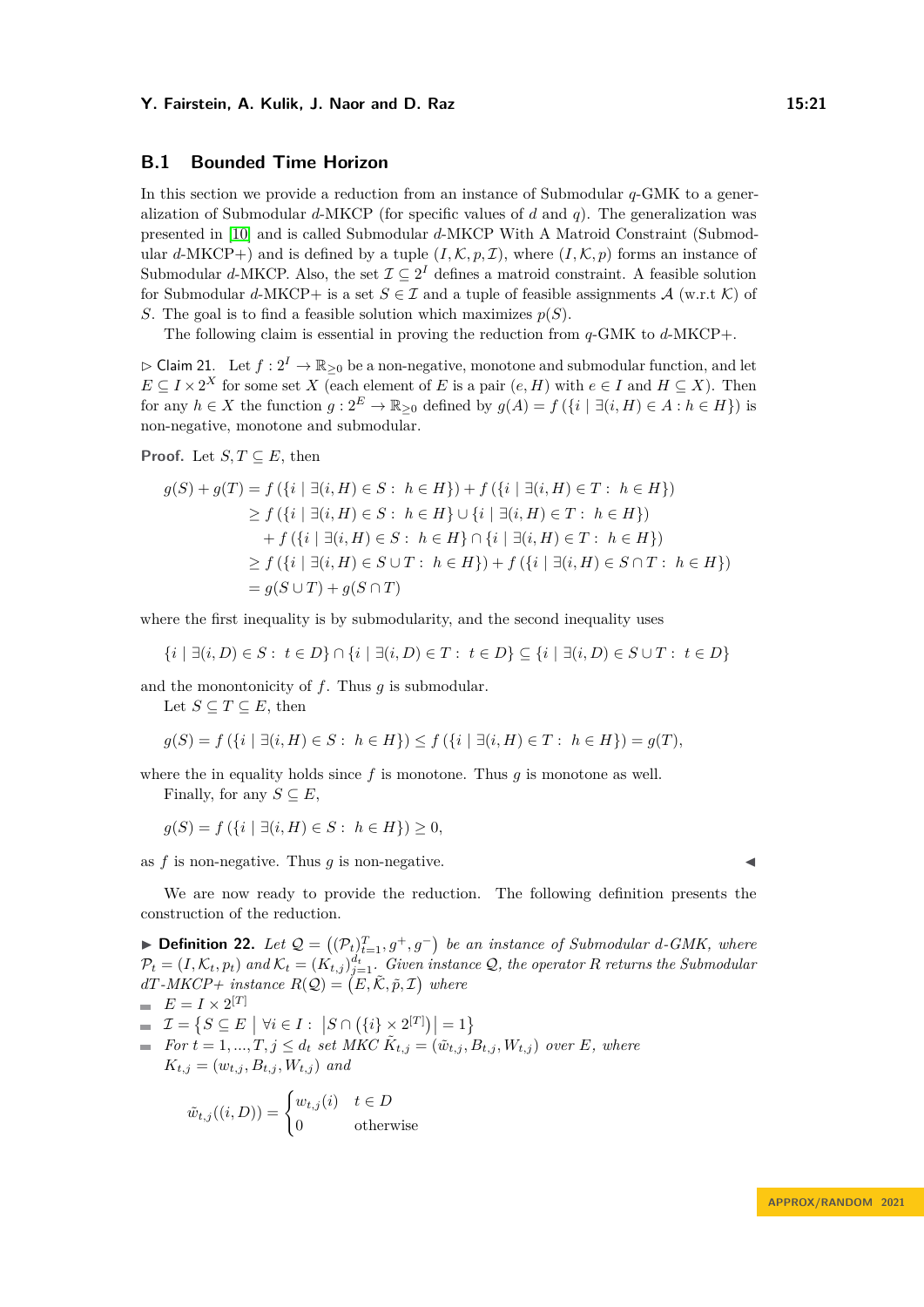## B.1 Bounded Time Horizon

In this section we provide a reduction from an instance of Submodular $q$-GMK to a generalization of Submodular $d$-MKCP (for specific values of $d$ and $q$). The generalization was presented in [10] and is called Submodular $d$-MKCP With A Matroid Constraint (Submodular $d$-MKCP+) and is defined by a tuple $(I, \mathcal{K}, p, \mathcal{I})$, where $(I, \mathcal{K}, p)$ forms an instance of Submodular $d$-MKCP. Also, the set $\mathcal{I} \subseteq 2^I$ defines a matroid constraint. A feasible solution for Submodular $d$-MKCP+ is a set $S \in \mathcal{I}$ and a tuple of feasible assignments $\mathcal{A}$ (w.r.t $\mathcal{K}$) of $S$. The goal is to find a feasible solution which maximizes $p(S)$.

The following claim is essential in proving the reduction from $q$-GMK to $d$-MKCP+.

▷ Claim 21. Let $f : 2^I \to \mathbb{R}_{\geq 0}$ be a non-negative, monotone and submodular function, and let $E \subseteq I \times 2^X$ for some set $X$ (each element of $E$ is a pair $(e, H)$ with $e \in I$ and $H \subseteq X$). Then for any $h \in X$ the function $g : 2^E \to \mathbb{R}_{\geq 0}$ defined by $g(A) = f(\{i \mid \exists (i, H) \in A : h \in H\})$ is non-negative, monotone and submodular.

**Proof.** Let $S, T \subseteq E$, then

$$
\begin{aligned}
g(S) + g(T) &= f(\{i \mid \exists (i, H) \in S : \ h \in H\}) + f(\{i \mid \exists (i, H) \in T : \ h \in H\}) \\
&\geq f(\{i \mid \exists (i, H) \in S : \ h \in H\} \cup \{i \mid \exists (i, H) \in T : \ h \in H\}) \\
&\quad + f(\{i \mid \exists (i, H) \in S : \ h \in H\} \cap \{i \mid \exists (i, H) \in T : \ h \in H\}) \\
&\geq f(\{i \mid \exists (i, H) \in S \cup T : \ h \in H\}) + f(\{i \mid \exists (i, H) \in S \cap T : \ h \in H\}) \\
&= g(S \cup T) + g(S \cap T)
\end{aligned}
$$

where the first inequality is by submodularity, and the second inequality uses

$$
\{i \mid \exists (i, D) \in S : \ t \in D\} \cap \{i \mid \exists (i, D) \in T : \ t \in D\} \subseteq \{i \mid \exists (i, D) \in S \cup T : \ t \in D\}
$$

and the monontonicity of $f$. Thus $g$ is submodular.

Let $S \subseteq T \subseteq E$, then

$$
g(S) = f(\{i \mid \exists (i, H) \in S : \ h \in H\}) \leq f(\{i \mid \exists (i, H) \in T : \ h \in H\}) = g(T),
$$

where the in equality holds since $f$ is monotone. Thus $g$ is monotone as well.

Finally, for any $S \subseteq E$,

$$
g(S) = f(\{i \mid \exists (i, H) \in S : \ h \in H\}) \geq 0,
$$

as $f$ is non-negative. Thus $g$ is non-negative. ◀

We are now ready to provide the reduction. The following definition presents the construction of the reduction.

▶ **Definition 22.** *Let $\mathcal{Q} = \left((\mathcal{P}_t)_{t=1}^T, g^+, g^-\right)$ be an instance of Submodular $d$-GMK, where $\mathcal{P}_t = (I, \mathcal{K}_t, p_t)$ and $\mathcal{K}_t = (K_{t,j})_{j=1}^{d_t}$. Given instance $\mathcal{Q}$, the operator $R$ returns the Submodular $dT$-MKCP+ instance $R(\mathcal{Q}) = \left(E, \tilde{\mathcal{K}}, \tilde{p}, \mathcal{I}\right)$ where*

- $E = I \times 2^{[T]}$
- $\mathcal{I} = \left\{S \subseteq E \;\middle|\; \forall i \in I : \ \left|S \cap \left(\{i\} \times 2^{[T]}\right)\right| = 1\right\}$
- *For $t = 1, ..., T, j \leq d_t$ set MKC $\tilde{K}_{t,j} = (\tilde{w}_{t,j}, B_{t,j}, W_{t,j})$ over $E$, where $K_{t,j} = (w_{t,j}, B_{t,j}, W_{t,j})$ and*

$$
\tilde{w}_{t,j}((i, D)) = \begin{cases} w_{t,j}(i) & t \in D \\ 0 & \text{otherwise} \end{cases}
$$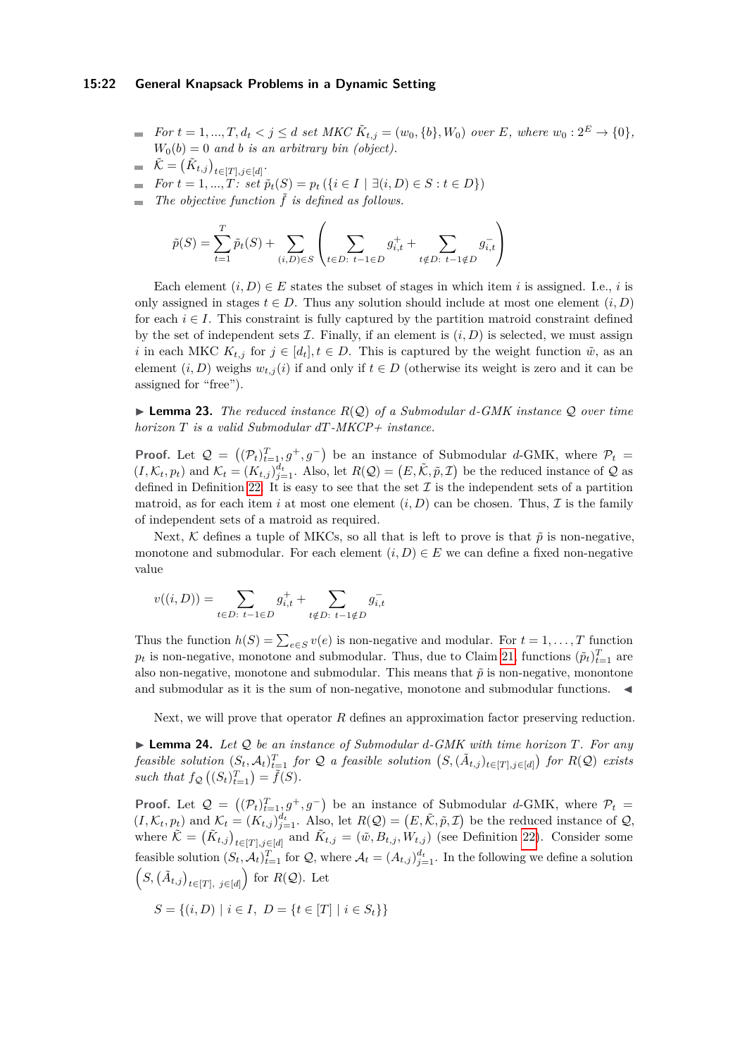- *For $t = 1, ..., T, d_t < j \leq d$ set MKC $\tilde{K}_{t,j} = (w_0, \{b\}, W_0)$ over $E$, where $w_0 : 2^E \to \{0\}$, $W_0(b) = 0$ and $b$ is an arbitrary bin (object).*
- $\tilde{\mathcal{K}} = \left(\tilde{K}_{t,j}\right)_{t \in [T], j \in [d]}$.
- *For $t = 1, ..., T$: set $\tilde{p}_t(S) = p_t\left(\{i \in I \mid \exists (i, D) \in S : t \in D\}\right)$*
- *The objective function $\tilde{f}$ is defined as follows.*

$$\tilde{p}(S) = \sum_{t=1}^{T} \tilde{p}_t(S) + \sum_{(i,D) \in S} \left( \sum_{t \in D: \ t-1 \in D} g^+_{i,t} + \sum_{t \notin D: \ t-1 \notin D} g^-_{i,t} \right)$$

Each element $(i, D) \in E$ states the subset of stages in which item $i$ is assigned. I.e., $i$ is only assigned in stages $t \in D$. Thus any solution should include at most one element $(i, D)$ for each $i \in I$. This constraint is fully captured by the partition matroid constraint defined by the set of independent sets $\mathcal{I}$. Finally, if an element is $(i, D)$ is selected, we must assign $i$ in each MKC $K_{t,j}$ for $j \in [d_t], t \in D$. This is captured by the weight function $\tilde{w}$, as an element $(i, D)$ weighs $w_{t,j}(i)$ if and only if $t \in D$ (otherwise its weight is zero and it can be assigned for "free").

▶ **Lemma 23.** *The reduced instance $R(\mathcal{Q})$ of a Submodular $d$-GMK instance $\mathcal{Q}$ over time horizon $T$ is a valid Submodular $dT$-MKCP+ instance.*

**Proof.** Let $\mathcal{Q} = \left((\mathcal{P}_t)_{t=1}^T, g^+, g^-\right)$ be an instance of Submodular $d$-GMK, where $\mathcal{P}_t = (I, \mathcal{K}_t, p_t)$ and $\mathcal{K}_t = (K_{t,j})_{j=1}^{d_t}$. Also, let $R(\mathcal{Q}) = \left(E, \tilde{\mathcal{K}}, \tilde{p}, \mathcal{I}\right)$ be the reduced instance of $\mathcal{Q}$ as defined in Definition 22. It is easy to see that the set $\mathcal{I}$ is the independent sets of a partition matroid, as for each item $i$ at most one element $(i, D)$ can be chosen. Thus, $\mathcal{I}$ is the family of independent sets of a matroid as required.

Next, $\mathcal{K}$ defines a tuple of MKCs, so all that is left to prove is that $\tilde{p}$ is non-negative, monotone and submodular. For each element $(i, D) \in E$ we can define a fixed non-negative value

$$v((i, D)) = \sum_{t \in D: \ t-1 \in D} g^+_{i,t} + \sum_{t \notin D: \ t-1 \notin D} g^-_{i,t}$$

Thus the function $h(S) = \sum_{e \in S} v(e)$ is non-negative and modular. For $t = 1, \ldots, T$ function $p_t$ is non-negative, monotone and submodular. Thus, due to Claim 21, functions $(\tilde{p}_t)_{t=1}^T$ are also non-negative, monotone and submodular. This means that $\tilde{p}$ is non-negative, monontone and submodular as it is the sum of non-negative, monotone and submodular functions. ◀

Next, we will prove that operator $R$ defines an approximation factor preserving reduction.

▶ **Lemma 24.** *Let $\mathcal{Q}$ be an instance of Submodular $d$-GMK with time horizon $T$. For any feasible solution $(S_t, \mathcal{A}_t)_{t=1}^T$ for $\mathcal{Q}$ a feasible solution $\left(S, (\tilde{A}_{t,j})_{t \in [T], j \in [d]}\right)$ for $R(\mathcal{Q})$ exists such that $f_{\mathcal{Q}}\left((S_t)_{t=1}^T\right) = \tilde{f}(S)$.*

**Proof.** Let $\mathcal{Q} = \left((\mathcal{P}_t)_{t=1}^T, g^+, g^-\right)$ be an instance of Submodular $d$-GMK, where $\mathcal{P}_t = (I, \mathcal{K}_t, p_t)$ and $\mathcal{K}_t = (K_{t,j})_{j=1}^{d_t}$. Also, let $R(\mathcal{Q}) = \left(E, \tilde{\mathcal{K}}, \tilde{p}, \mathcal{I}\right)$ be the reduced instance of $\mathcal{Q}$, where $\tilde{\mathcal{K}} = \left(\tilde{K}_{t,j}\right)_{t \in [T], j \in [d]}$ and $\tilde{K}_{t,j} = (\tilde{w}, B_{t,j}, W_{t,j})$ (see Definition 22). Consider some feasible solution $(S_t, \mathcal{A}_t)_{t=1}^T$ for $\mathcal{Q}$, where $\mathcal{A}_t = (A_{t,j})_{j=1}^{d_t}$. In the following we define a solution $\left(S, \left(\tilde{A}_{t,j}\right)_{t \in [T], \ j \in [d]}\right)$ for $R(\mathcal{Q})$. Let

$$S = \{(i, D) \mid i \in I, \ D = \{t \in [T] \mid i \in S_t\}\}$$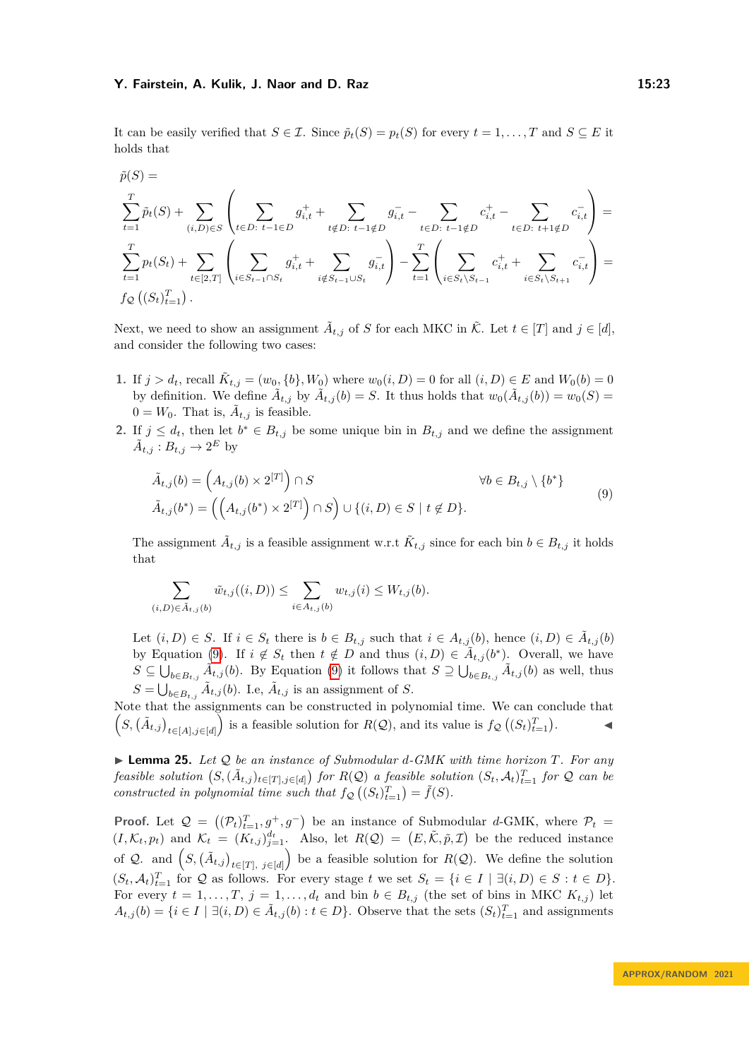It can be easily verified that $S \in \mathcal{I}$. Since $\tilde{p}_t(S) = p_t(S)$ for every $t = 1, \ldots, T$ and $S \subseteq E$ it holds that

$$
\begin{aligned}
&\tilde{p}(S) = \\
&\sum_{t=1}^{T} \tilde{p}_t(S) + \sum_{(i,D)\in S} \left( \sum_{t\in D:\ t-1\in D} g^+_{i,t} + \sum_{t\notin D:\ t-1\notin D} g^-_{i,t} - \sum_{t\in D:\ t-1\notin D} c^+_{i,t} - \sum_{t\in D:\ t+1\notin D} c^-_{i,t} \right) = \\
&\sum_{t=1}^{T} p_t(S_t) + \sum_{t\in[2,T]} \left( \sum_{i\in S_{t-1}\cap S_t} g^+_{i,t} + \sum_{i\notin S_{t-1}\cup S_t} g^-_{i,t} \right) - \sum_{t=1}^{T} \left( \sum_{i\in S_t\setminus S_{t-1}} c^+_{i,t} + \sum_{i\in S_t\setminus S_{t+1}} c^-_{i,t} \right) = \\
&f_{\mathcal{Q}}\left((S_t)_{t=1}^T\right).
\end{aligned}
$$

Next, we need to show an assignment $\tilde{A}_{t,j}$ of $S$ for each MKC in $\tilde{\mathcal{K}}$. Let $t \in [T]$ and $j \in [d]$, and consider the following two cases:

1. If $j > d_t$, recall $\tilde{K}_{t,j} = (w_0, \{b\}, W_0)$ where $w_0(i, D) = 0$ for all $(i, D) \in E$ and $W_0(b) = 0$ by definition. We define $\tilde{A}_{t,j}$ by $\tilde{A}_{t,j}(b) = S$. It thus holds that $w_0(\tilde{A}_{t,j}(b)) = w_0(S) = 0 = W_0$. That is, $\tilde{A}_{t,j}$ is feasible.
2. If $j \le d_t$, then let $b^* \in B_{t,j}$ be some unique bin in $B_{t,j}$ and we define the assignment $\tilde{A}_{t,j} : B_{t,j} \to 2^E$ by

$$
\begin{aligned}
&\tilde{A}_{t,j}(b) = \left(A_{t,j}(b) \times 2^{[T]}\right) \cap S && \forall b \in B_{t,j} \setminus \{b^*\} \\
&\tilde{A}_{t,j}(b^*) = \left(\left(A_{t,j}(b^*) \times 2^{[T]}\right) \cap S\right) \cup \{(i, D) \in S \mid t \notin D\}.
\end{aligned}
\tag{9}
$$

The assignment $\tilde{A}_{t,j}$ is a feasible assignment w.r.t $\tilde{K}_{t,j}$ since for each bin $b \in B_{t,j}$ it holds that

$$
\sum_{(i,D)\in\tilde{A}_{t,j}(b)} \tilde{w}_{t,j}((i, D)) \le \sum_{i\in A_{t,j}(b)} w_{t,j}(i) \le W_{t,j}(b).
$$

Let $(i, D) \in S$. If $i \in S_t$ there is $b \in B_{t,j}$ such that $i \in A_{t,j}(b)$, hence $(i, D) \in \tilde{A}_{t,j}(b)$ by Equation (9). If $i \notin S_t$ then $t \notin D$ and thus $(i, D) \in \tilde{A}_{t,j}(b^*)$. Overall, we have $S \subseteq \bigcup_{b\in B_{t,j}} \tilde{A}_{t,j}(b)$. By Equation (9) it follows that $S \supseteq \bigcup_{b\in B_{t,j}} \tilde{A}_{t,j}(b)$ as well, thus $S = \bigcup_{b\in B_{t,j}} \tilde{A}_{t,j}(b)$. I.e, $\tilde{A}_{t,j}$ is an assignment of $S$.

Note that the assignments can be constructed in polynomial time. We can conclude that $\left(S, (\tilde{A}_{t,j})_{t\in[A],j\in[d]}\right)$ is a feasible solution for $R(\mathcal{Q})$, and its value is $f_{\mathcal{Q}}\left((S_t)_{t=1}^T\right)$. ◀

▶ **Lemma 25.** *Let $\mathcal{Q}$ be an instance of Submodular d-GMK with time horizon $T$. For any feasible solution $\left(S, (\tilde{A}_{t,j})_{t\in[T],j\in[d]}\right)$ for $R(\mathcal{Q})$ a feasible solution $(S_t, \mathcal{A}_t)_{t=1}^T$ for $\mathcal{Q}$ can be constructed in polynomial time such that $f_{\mathcal{Q}}\left((S_t)_{t=1}^T\right) = \tilde{f}(S)$.*

**Proof.** Let $\mathcal{Q} = \left((\mathcal{P}_t)_{t=1}^T, g^+, g^-\right)$ be an instance of Submodular $d$-GMK, where $\mathcal{P}_t = (I, \mathcal{K}_t, p_t)$ and $\mathcal{K}_t = (K_{t,j})_{j=1}^{d_t}$. Also, let $R(\mathcal{Q}) = (E, \tilde{\mathcal{K}}, \tilde{p}, \mathcal{I})$ be the reduced instance of $\mathcal{Q}$. and $\left(S, (\tilde{A}_{t,j})_{t\in[T],\ j\in[d]}\right)$ be a feasible solution for $R(\mathcal{Q})$. We define the solution $(S_t, \mathcal{A}_t)_{t=1}^T$ for $\mathcal{Q}$ as follows. For every stage $t$ we set $S_t = \{i \in I \mid \exists (i, D) \in S : t \in D\}$. For every $t = 1, \ldots, T$, $j = 1, \ldots, d_t$ and bin $b \in B_{t,j}$ (the set of bins in MKC $K_{t,j}$) let $A_{t,j}(b) = \{i \in I \mid \exists (i, D) \in \tilde{A}_{t,j}(b) : t \in D\}$. Observe that the sets $(S_t)_{t=1}^T$ and assignments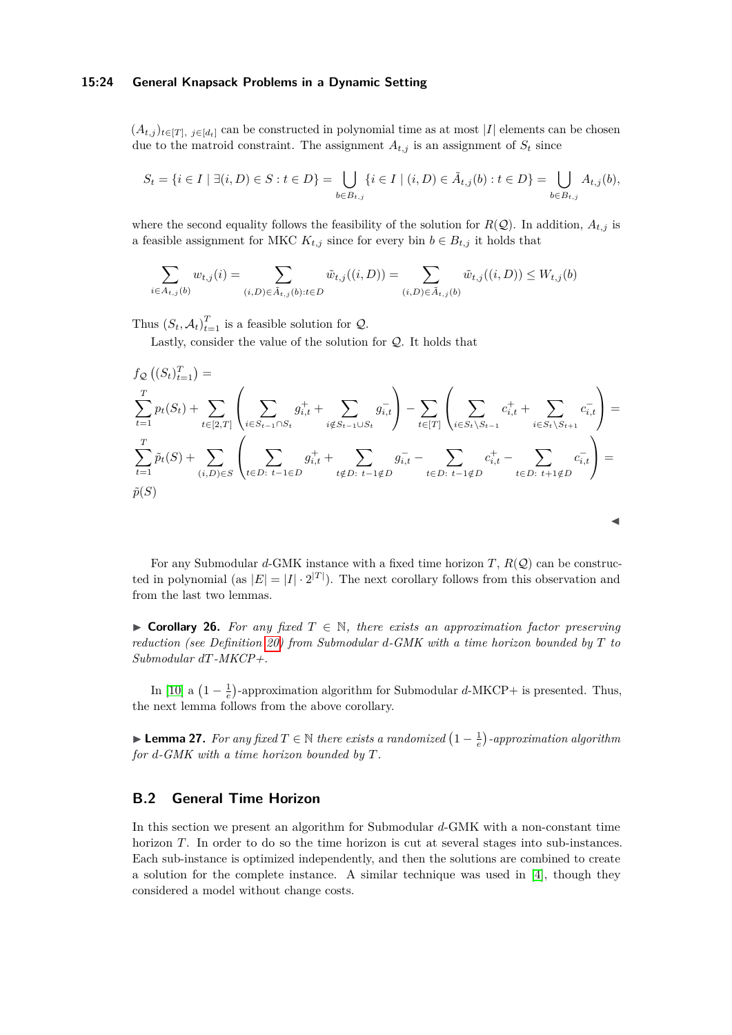$(A_{t,j})_{t\in[T],\, j\in[d_t]}$ can be constructed in polynomial time as at most $|I|$ elements can be chosen due to the matroid constraint. The assignment $A_{t,j}$ is an assignment of $S_t$ since

$$S_t = \{i \in I \mid \exists (i,D) \in S : t \in D\} = \bigcup_{b \in B_{t,j}} \{i \in I \mid (i,D) \in \tilde{A}_{t,j}(b) : t \in D\} = \bigcup_{b \in B_{t,j}} A_{t,j}(b),$$

where the second equality follows the feasibility of the solution for $R(\mathcal{Q})$. In addition, $A_{t,j}$ is a feasible assignment for MKC $K_{t,j}$ since for every bin $b \in B_{t,j}$ it holds that

$$\sum_{i \in A_{t,j}(b)} w_{t,j}(i) = \sum_{(i,D) \in \tilde{A}_{t,j}(b): t \in D} \tilde{w}_{t,j}((i,D)) = \sum_{(i,D) \in \tilde{A}_{t,j}(b)} \tilde{w}_{t,j}((i,D)) \leq W_{t,j}(b)$$

Thus $(S_t, \mathcal{A}_t)_{t=1}^{T}$ is a feasible solution for $\mathcal{Q}$.

Lastly, consider the value of the solution for $\mathcal{Q}$. It holds that

$$\begin{aligned}
&f_{\mathcal{Q}}\left((S_t)_{t=1}^{T}\right) = \\
&\sum_{t=1}^{T} p_t(S_t) + \sum_{t \in [2,T]} \left( \sum_{i \in S_{t-1} \cap S_t} g^+_{i,t} + \sum_{i \notin S_{t-1} \cup S_t} g^-_{i,t} \right) - \sum_{t \in [T]} \left( \sum_{i \in S_t \setminus S_{t-1}} c^+_{i,t} + \sum_{i \in S_t \setminus S_{t+1}} c^-_{i,t} \right) = \\
&\sum_{t=1}^{T} \tilde{p}_t(S) + \sum_{(i,D) \in S} \left( \sum_{t \in D:\ t-1 \in D} g^+_{i,t} + \sum_{t \notin D:\ t-1 \notin D} g^-_{i,t} - \sum_{t \in D:\ t-1 \notin D} c^+_{i,t} - \sum_{t \in D:\ t+1 \notin D} c^-_{i,t} \right) = \\
&\tilde{p}(S)
\end{aligned}$$

◀

For any Submodular $d$-GMK instance with a fixed time horizon $T$, $R(\mathcal{Q})$ can be constructed in polynomial (as $|E| = |I| \cdot 2^{|T|}$). The next corollary follows from this observation and from the last two lemmas.

▶ **Corollary 26.** *For any fixed $T \in \mathbb{N}$, there exists an approximation factor preserving reduction (see Definition 20) from Submodular $d$-GMK with a time horizon bounded by $T$ to Submodular $dT$-MKCP+.*

In [10] a $\left(1 - \frac{1}{e}\right)$-approximation algorithm for Submodular $d$-MKCP+ is presented. Thus, the next lemma follows from the above corollary.

▶ **Lemma 27.** *For any fixed $T \in \mathbb{N}$ there exists a randomized $\left(1 - \frac{1}{e}\right)$-approximation algorithm for $d$-GMK with a time horizon bounded by $T$.*

## B.2 General Time Horizon

In this section we present an algorithm for Submodular $d$-GMK with a non-constant time horizon $T$. In order to do so the time horizon is cut at several stages into sub-instances. Each sub-instance is optimized independently, and then the solutions are combined to create a solution for the complete instance. A similar technique was used in [4], though they considered a model without change costs.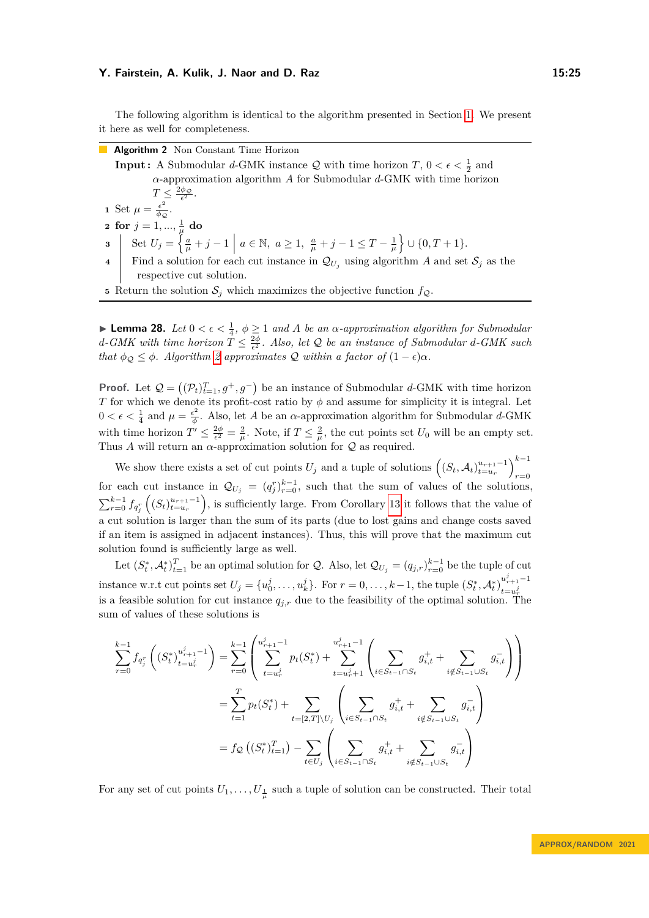The following algorithm is identical to the algorithm presented in Section 1. We present it here as well for completeness.

**Algorithm 2** Non Constant Time Horizon

**Input:** A Submodular $d$-GMK instance $\mathcal{Q}$ with time horizon $T$, $0 < \epsilon < \frac{1}{2}$ and $\alpha$-approximation algorithm $A$ for Submodular $d$-GMK with time horizon $T \leq \frac{2\phi_{\mathcal{Q}}}{\epsilon^2}$.

1. Set $\mu = \frac{\epsilon^2}{\phi_{\mathcal{Q}}}$.
2. **for** $j = 1, ..., \frac{1}{\mu}$ **do**
3. Set $U_j = \left\{ \frac{a}{\mu} + j - 1 \;\middle|\; a \in \mathbb{N},\ a \geq 1,\ \frac{a}{\mu} + j - 1 \leq T - \frac{1}{\mu} \right\} \cup \{0, T+1\}$.
4. Find a solution for each cut instance in $\mathcal{Q}_{U_j}$ using algorithm $A$ and set $\mathcal{S}_j$ as the respective cut solution.
5. Return the solution $\mathcal{S}_j$ which maximizes the objective function $f_{\mathcal{Q}}$.

▶ **Lemma 28.** *Let $0 < \epsilon < \frac{1}{4}$, $\phi \geq 1$ and $A$ be an $\alpha$-approximation algorithm for Submodular $d$-GMK with time horizon $T \leq \frac{2\phi}{\epsilon^2}$. Also, let $\mathcal{Q}$ be an instance of Submodular $d$-GMK such that $\phi_{\mathcal{Q}} \leq \phi$. Algorithm 2 approximates $\mathcal{Q}$ within a factor of $(1-\epsilon)\alpha$.*

**Proof.** Let $\mathcal{Q} = \left((\mathcal{P}_t)_{t=1}^T, g^+, g^-\right)$ be an instance of Submodular $d$-GMK with time horizon $T$ for which we denote its profit-cost ratio by $\phi$ and assume for simplicity it is integral. Let $0 < \epsilon < \frac{1}{4}$ and $\mu = \frac{\epsilon^2}{\phi}$. Also, let $A$ be an $\alpha$-approximation algorithm for Submodular $d$-GMK with time horizon $T' \leq \frac{2\phi}{\epsilon^2} = \frac{2}{\mu}$. Note, if $T \leq \frac{2}{\mu}$, the cut points set $U_0$ will be an empty set. Thus $A$ will return an $\alpha$-approximation solution for $\mathcal{Q}$ as required.

We show there exists a set of cut points $U_j$ and a tuple of solutions $\left((S_t, \mathcal{A}_t)_{t=u_r}^{u_{r+1}-1}\right)_{r=0}^{k-1}$ for each cut instance in $\mathcal{Q}_{U_j} = (q_j^r)_{r=0}^{k-1}$, such that the sum of values of the solutions, $\sum_{r=0}^{k-1} f_{q_j^r}\left((S_t)_{t=u_r}^{u_{r+1}-1}\right)$, is sufficiently large. From Corollary 13 it follows that the value of a cut solution is larger than the sum of its parts (due to lost gains and change costs saved if an item is assigned in adjacent instances). Thus, this will prove that the maximum cut solution found is sufficiently large as well.

Let $(S_t^*, \mathcal{A}_t^*)_{t=1}^T$ be an optimal solution for $\mathcal{Q}$. Also, let $\mathcal{Q}_{U_j} = (q_{j,r})_{r=0}^{k-1}$ be the tuple of cut instance w.r.t cut points set $U_j = \{u_0^j, \ldots, u_k^j\}$. For $r = 0, \ldots, k-1$, the tuple $(S_t^*, \mathcal{A}_t^*)_{t=u_r^j}^{u_{r+1}^j-1}$ is a feasible solution for cut instance $q_{j,r}$ due to the feasibility of the optimal solution. The sum of values of these solutions is

$$
\begin{aligned}
\sum_{r=0}^{k-1} f_{q_j^r}\left((S_t^*)_{t=u_r^j}^{u_{r+1}^j-1}\right) &= \sum_{r=0}^{k-1}\left(\sum_{t=u_r^j}^{u_{r+1}^j-1} p_t(S_t^*) + \sum_{t=u_r^j+1}^{u_{r+1}^j-1}\left(\sum_{i\in S_{t-1}\cap S_t} g_{i,t}^+ + \sum_{i\notin S_{t-1}\cup S_t} g_{i,t}^-\right)\right) \\
&= \sum_{t=1}^{T} p_t(S_t^*) + \sum_{t=[2,T]\setminus U_j}\left(\sum_{i\in S_{t-1}\cap S_t} g_{i,t}^+ + \sum_{i\notin S_{t-1}\cup S_t} g_{i,t}^-\right) \\
&= f_{\mathcal{Q}}\left((S_t^*)_{t=1}^T\right) - \sum_{t\in U_j}\left(\sum_{i\in S_{t-1}\cap S_t} g_{i,t}^+ + \sum_{i\notin S_{t-1}\cup S_t} g_{i,t}^-\right)
\end{aligned}
$$

For any set of cut points $U_1, \ldots, U_{\frac{1}{\mu}}$ such a tuple of solution can be constructed. Their total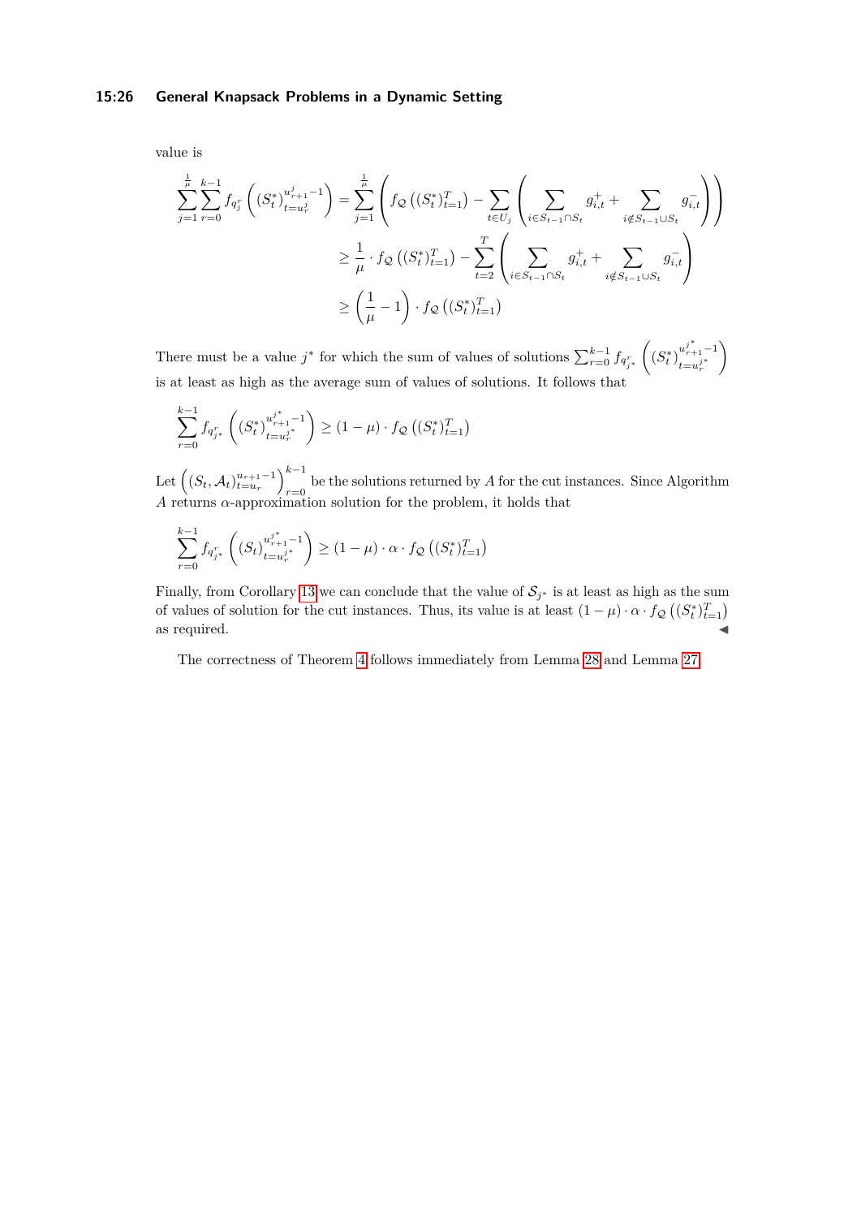value is

$$\sum_{j=1}^{\frac{1}{\mu}} \sum_{r=0}^{k-1} f_{q_j^r}\left( (S_t^*)_{t=u_r^j}^{u_{r+1}^j - 1} \right) = \sum_{j=1}^{\frac{1}{\mu}} \left( f_{\mathcal{Q}}\left((S_t^*)_{t=1}^T\right) - \sum_{t \in U_j} \left( \sum_{i \in S_{t-1} \cap S_t} g_{i,t}^+ + \sum_{i \notin S_{t-1} \cup S_t} g_{i,t}^- \right) \right)$$

$$\geq \frac{1}{\mu} \cdot f_{\mathcal{Q}}\left((S_t^*)_{t=1}^T\right) - \sum_{t=2}^{T} \left( \sum_{i \in S_{t-1} \cap S_t} g_{i,t}^+ + \sum_{i \notin S_{t-1} \cup S_t} g_{i,t}^- \right)$$

$$\geq \left( \frac{1}{\mu} - 1 \right) \cdot f_{\mathcal{Q}}\left((S_t^*)_{t=1}^T\right)$$

There must be a value $j^*$ for which the sum of values of solutions $\sum_{r=0}^{k-1} f_{q_{j^*}^r}\left( (S_t^*)_{t=u_r^{j^*}}^{u_{r+1}^{j^*}-1} \right)$ is at least as high as the average sum of values of solutions. It follows that

$$\sum_{r=0}^{k-1} f_{q_{j^*}^r}\left( (S_t^*)_{t=u_r^{j^*}}^{u_{r+1}^{j^*}-1} \right) \geq (1-\mu) \cdot f_{\mathcal{Q}}\left((S_t^*)_{t=1}^T\right)$$

Let $\left( (S_t, \mathcal{A}_t)_{t=u_r}^{u_{r+1}-1} \right)_{r=0}^{k-1}$ be the solutions returned by $A$ for the cut instances. Since Algorithm $A$ returns $\alpha$-approximation solution for the problem, it holds that

$$\sum_{r=0}^{k-1} f_{q_{j^*}^r}\left( (S_t)_{t=u_r^{j^*}}^{u_{r+1}^{j^*}-1} \right) \geq (1-\mu) \cdot \alpha \cdot f_{\mathcal{Q}}\left((S_t^*)_{t=1}^T\right)$$

Finally, from Corollary 13 we can conclude that the value of $\mathcal{S}_{j^*}$ is at least as high as the sum of values of solution for the cut instances. Thus, its value is at least $(1-\mu) \cdot \alpha \cdot f_{\mathcal{Q}}\left((S_t^*)_{t=1}^T\right)$ as required. ◀

The correctness of Theorem 4 follows immediately from Lemma 28 and Lemma 27.